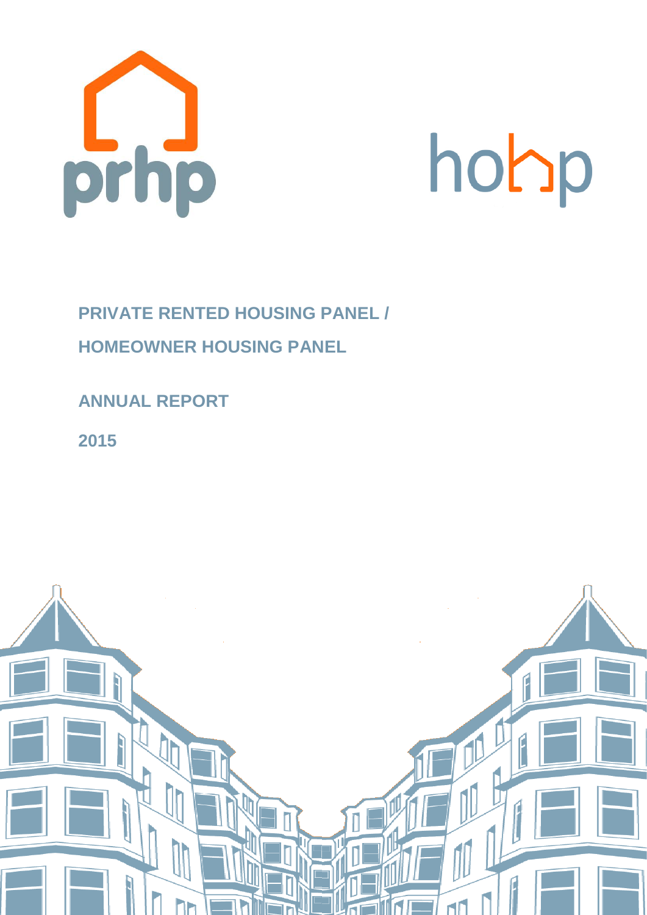prhp

hohp

# PRIVATE RENTED HOUSING PANEL / HOMEOWNER HOUSING PANEL

## ANNUAL REPORT

## 2015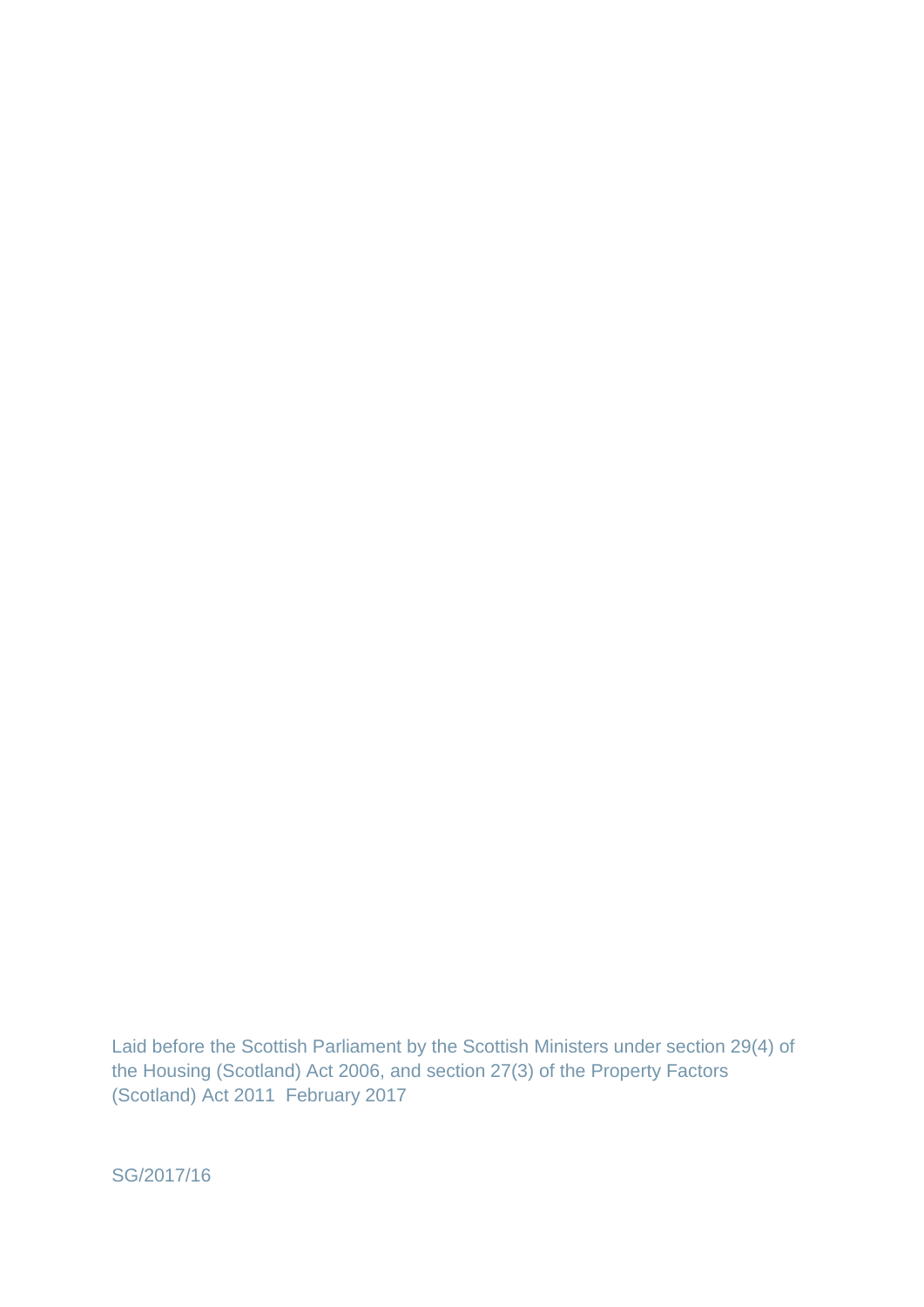Laid before the Scottish Parliament by the Scottish Ministers under section 29(4) of the Housing (Scotland) Act 2006, and section 27(3) of the Property Factors (Scotland) Act 2011 February 2017

SG/2017/16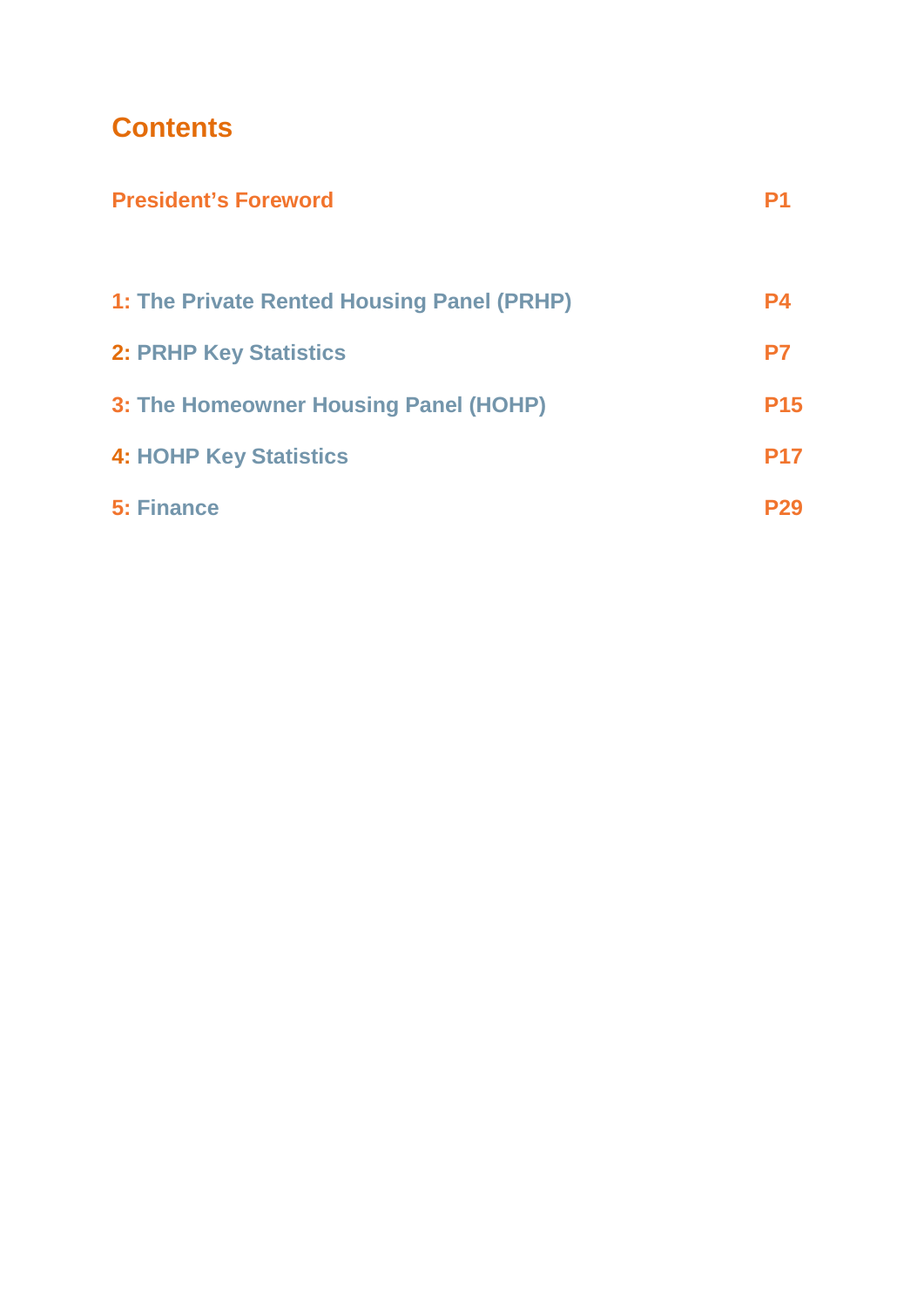# Contents

| | |
|---|---|
| **President's Foreword** | **P1** |
| **1: The Private Rented Housing Panel (PRHP)** | **P4** |
| **2: PRHP Key Statistics** | **P7** |
| **3: The Homeowner Housing Panel (HOHP)** | **P15** |
| **4: HOHP Key Statistics** | **P17** |
| **5: Finance** | **P29** |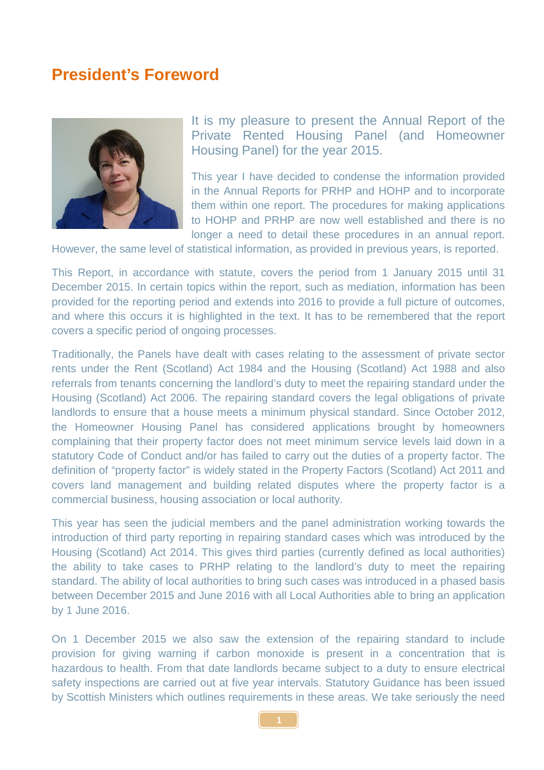# President's Foreword

It is my pleasure to present the Annual Report of the Private Rented Housing Panel (and Homeowner Housing Panel) for the year 2015.

This year I have decided to condense the information provided in the Annual Reports for PRHP and HOHP and to incorporate them within one report. The procedures for making applications to HOHP and PRHP are now well established and there is no longer a need to detail these procedures in an annual report. However, the same level of statistical information, as provided in previous years, is reported.

This Report, in accordance with statute, covers the period from 1 January 2015 until 31 December 2015. In certain topics within the report, such as mediation, information has been provided for the reporting period and extends into 2016 to provide a full picture of outcomes, and where this occurs it is highlighted in the text. It has to be remembered that the report covers a specific period of ongoing processes.

Traditionally, the Panels have dealt with cases relating to the assessment of private sector rents under the Rent (Scotland) Act 1984 and the Housing (Scotland) Act 1988 and also referrals from tenants concerning the landlord's duty to meet the repairing standard under the Housing (Scotland) Act 2006. The repairing standard covers the legal obligations of private landlords to ensure that a house meets a minimum physical standard. Since October 2012, the Homeowner Housing Panel has considered applications brought by homeowners complaining that their property factor does not meet minimum service levels laid down in a statutory Code of Conduct and/or has failed to carry out the duties of a property factor. The definition of "property factor" is widely stated in the Property Factors (Scotland) Act 2011 and covers land management and building related disputes where the property factor is a commercial business, housing association or local authority.

This year has seen the judicial members and the panel administration working towards the introduction of third party reporting in repairing standard cases which was introduced by the Housing (Scotland) Act 2014. This gives third parties (currently defined as local authorities) the ability to take cases to PRHP relating to the landlord's duty to meet the repairing standard. The ability of local authorities to bring such cases was introduced in a phased basis between December 2015 and June 2016 with all Local Authorities able to bring an application by 1 June 2016.

On 1 December 2015 we also saw the extension of the repairing standard to include provision for giving warning if carbon monoxide is present in a concentration that is hazardous to health. From that date landlords became subject to a duty to ensure electrical safety inspections are carried out at five year intervals. Statutory Guidance has been issued by Scottish Ministers which outlines requirements in these areas. We take seriously the need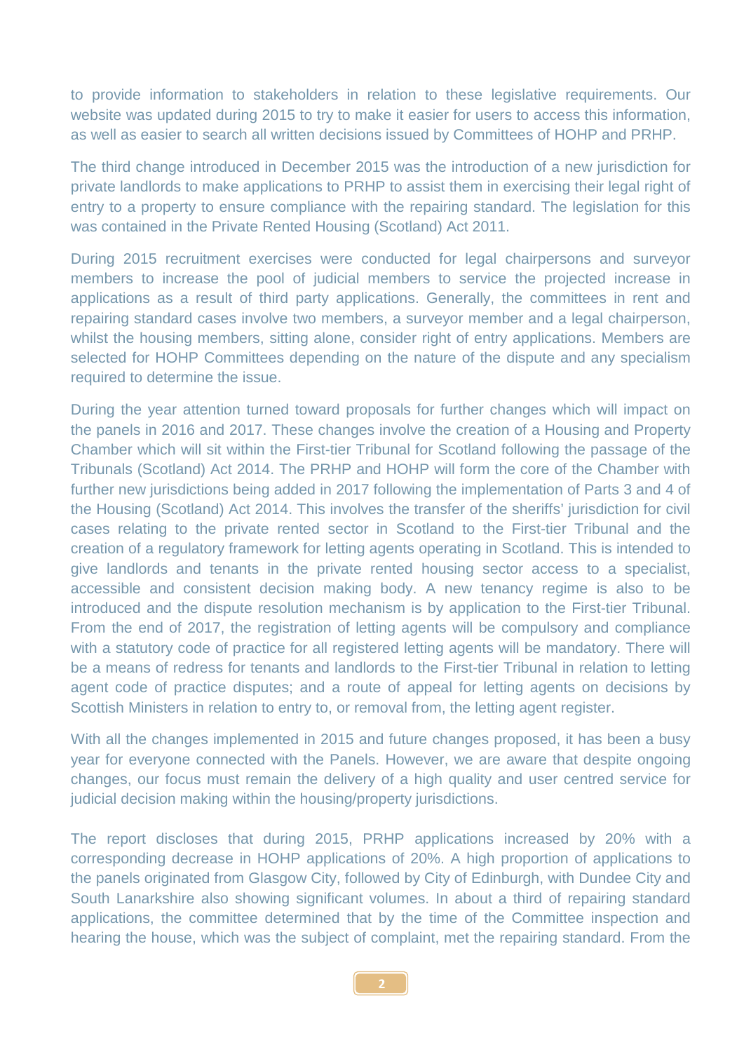to provide information to stakeholders in relation to these legislative requirements. Our website was updated during 2015 to try to make it easier for users to access this information, as well as easier to search all written decisions issued by Committees of HOHP and PRHP.

The third change introduced in December 2015 was the introduction of a new jurisdiction for private landlords to make applications to PRHP to assist them in exercising their legal right of entry to a property to ensure compliance with the repairing standard. The legislation for this was contained in the Private Rented Housing (Scotland) Act 2011.

During 2015 recruitment exercises were conducted for legal chairpersons and surveyor members to increase the pool of judicial members to service the projected increase in applications as a result of third party applications. Generally, the committees in rent and repairing standard cases involve two members, a surveyor member and a legal chairperson, whilst the housing members, sitting alone, consider right of entry applications. Members are selected for HOHP Committees depending on the nature of the dispute and any specialism required to determine the issue.

During the year attention turned toward proposals for further changes which will impact on the panels in 2016 and 2017. These changes involve the creation of a Housing and Property Chamber which will sit within the First-tier Tribunal for Scotland following the passage of the Tribunals (Scotland) Act 2014. The PRHP and HOHP will form the core of the Chamber with further new jurisdictions being added in 2017 following the implementation of Parts 3 and 4 of the Housing (Scotland) Act 2014. This involves the transfer of the sheriffs' jurisdiction for civil cases relating to the private rented sector in Scotland to the First-tier Tribunal and the creation of a regulatory framework for letting agents operating in Scotland. This is intended to give landlords and tenants in the private rented housing sector access to a specialist, accessible and consistent decision making body. A new tenancy regime is also to be introduced and the dispute resolution mechanism is by application to the First-tier Tribunal. From the end of 2017, the registration of letting agents will be compulsory and compliance with a statutory code of practice for all registered letting agents will be mandatory. There will be a means of redress for tenants and landlords to the First-tier Tribunal in relation to letting agent code of practice disputes; and a route of appeal for letting agents on decisions by Scottish Ministers in relation to entry to, or removal from, the letting agent register.

With all the changes implemented in 2015 and future changes proposed, it has been a busy year for everyone connected with the Panels. However, we are aware that despite ongoing changes, our focus must remain the delivery of a high quality and user centred service for judicial decision making within the housing/property jurisdictions.

The report discloses that during 2015, PRHP applications increased by 20% with a corresponding decrease in HOHP applications of 20%. A high proportion of applications to the panels originated from Glasgow City, followed by City of Edinburgh, with Dundee City and South Lanarkshire also showing significant volumes. In about a third of repairing standard applications, the committee determined that by the time of the Committee inspection and hearing the house, which was the subject of complaint, met the repairing standard. From the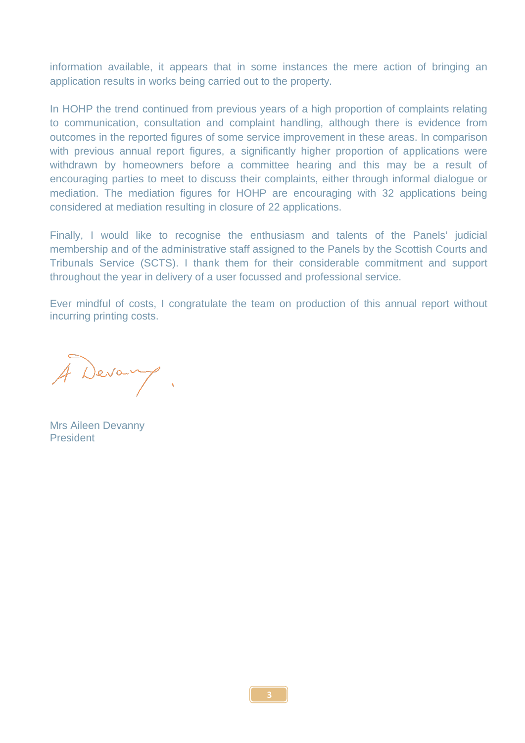information available, it appears that in some instances the mere action of bringing an application results in works being carried out to the property.

In HOHP the trend continued from previous years of a high proportion of complaints relating to communication, consultation and complaint handling, although there is evidence from outcomes in the reported figures of some service improvement in these areas. In comparison with previous annual report figures, a significantly higher proportion of applications were withdrawn by homeowners before a committee hearing and this may be a result of encouraging parties to meet to discuss their complaints, either through informal dialogue or mediation. The mediation figures for HOHP are encouraging with 32 applications being considered at mediation resulting in closure of 22 applications.

Finally, I would like to recognise the enthusiasm and talents of the Panels' judicial membership and of the administrative staff assigned to the Panels by the Scottish Courts and Tribunals Service (SCTS). I thank them for their considerable commitment and support throughout the year in delivery of a user focussed and professional service.

Ever mindful of costs, I congratulate the team on production of this annual report without incurring printing costs.

A Devanny

Mrs Aileen Devanny
President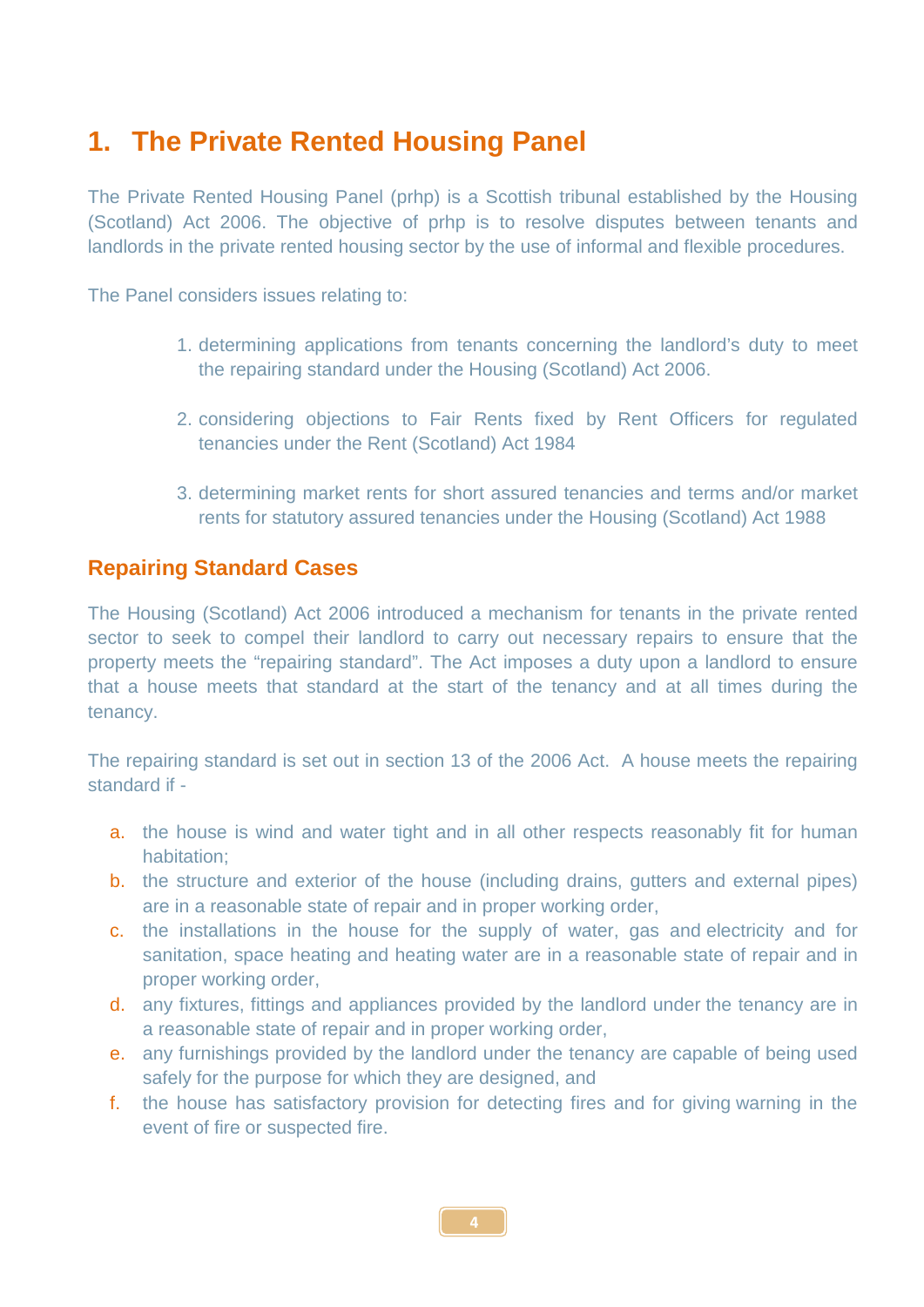# 1. The Private Rented Housing Panel

The Private Rented Housing Panel (prhp) is a Scottish tribunal established by the Housing (Scotland) Act 2006. The objective of prhp is to resolve disputes between tenants and landlords in the private rented housing sector by the use of informal and flexible procedures.

The Panel considers issues relating to:

1. determining applications from tenants concerning the landlord's duty to meet the repairing standard under the Housing (Scotland) Act 2006.

2. considering objections to Fair Rents fixed by Rent Officers for regulated tenancies under the Rent (Scotland) Act 1984

3. determining market rents for short assured tenancies and terms and/or market rents for statutory assured tenancies under the Housing (Scotland) Act 1988

## Repairing Standard Cases

The Housing (Scotland) Act 2006 introduced a mechanism for tenants in the private rented sector to seek to compel their landlord to carry out necessary repairs to ensure that the property meets the "repairing standard". The Act imposes a duty upon a landlord to ensure that a house meets that standard at the start of the tenancy and at all times during the tenancy.

The repairing standard is set out in section 13 of the 2006 Act. A house meets the repairing standard if -

a. the house is wind and water tight and in all other respects reasonably fit for human habitation;
b. the structure and exterior of the house (including drains, gutters and external pipes) are in a reasonable state of repair and in proper working order,
c. the installations in the house for the supply of water, gas and electricity and for sanitation, space heating and heating water are in a reasonable state of repair and in proper working order,
d. any fixtures, fittings and appliances provided by the landlord under the tenancy are in a reasonable state of repair and in proper working order,
e. any furnishings provided by the landlord under the tenancy are capable of being used safely for the purpose for which they are designed, and
f. the house has satisfactory provision for detecting fires and for giving warning in the event of fire or suspected fire.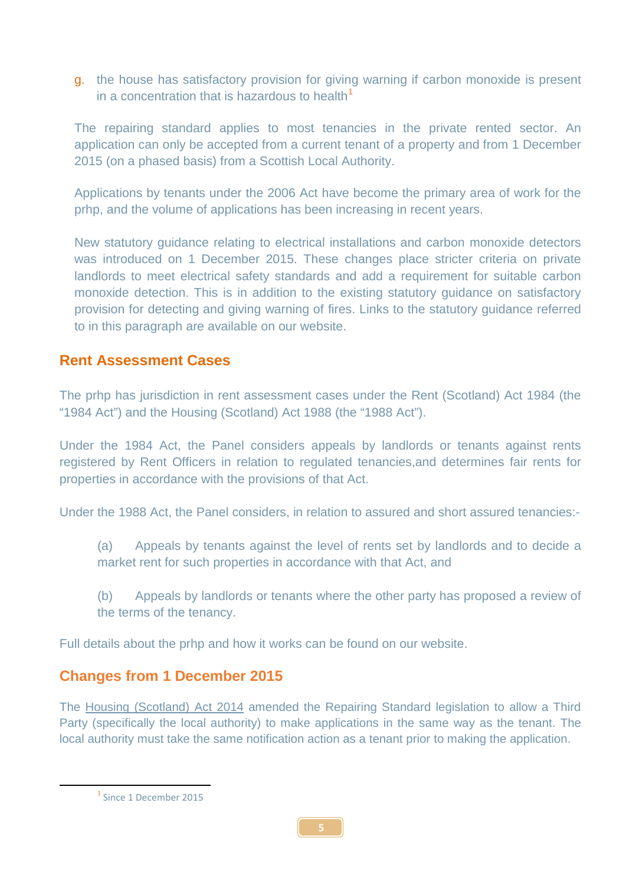g. the house has satisfactory provision for giving warning if carbon monoxide is present in a concentration that is hazardous to health[1]

The repairing standard applies to most tenancies in the private rented sector. An application can only be accepted from a current tenant of a property and from 1 December 2015 (on a phased basis) from a Scottish Local Authority.

Applications by tenants under the 2006 Act have become the primary area of work for the prhp, and the volume of applications has been increasing in recent years.

New statutory guidance relating to electrical installations and carbon monoxide detectors was introduced on 1 December 2015. These changes place stricter criteria on private landlords to meet electrical safety standards and add a requirement for suitable carbon monoxide detection. This is in addition to the existing statutory guidance on satisfactory provision for detecting and giving warning of fires. Links to the statutory guidance referred to in this paragraph are available on our website.

## Rent Assessment Cases

The prhp has jurisdiction in rent assessment cases under the Rent (Scotland) Act 1984 (the "1984 Act") and the Housing (Scotland) Act 1988 (the "1988 Act").

Under the 1984 Act, the Panel considers appeals by landlords or tenants against rents registered by Rent Officers in relation to regulated tenancies,and determines fair rents for properties in accordance with the provisions of that Act.

Under the 1988 Act, the Panel considers, in relation to assured and short assured tenancies:-

(a) Appeals by tenants against the level of rents set by landlords and to decide a market rent for such properties in accordance with that Act, and

(b) Appeals by landlords or tenants where the other party has proposed a review of the terms of the tenancy.

Full details about the prhp and how it works can be found on our website.

## Changes from 1 December 2015

The Housing (Scotland) Act 2014 amended the Repairing Standard legislation to allow a Third Party (specifically the local authority) to make applications in the same way as the tenant. The local authority must take the same notification action as a tenant prior to making the application.

[1] Since 1 December 2015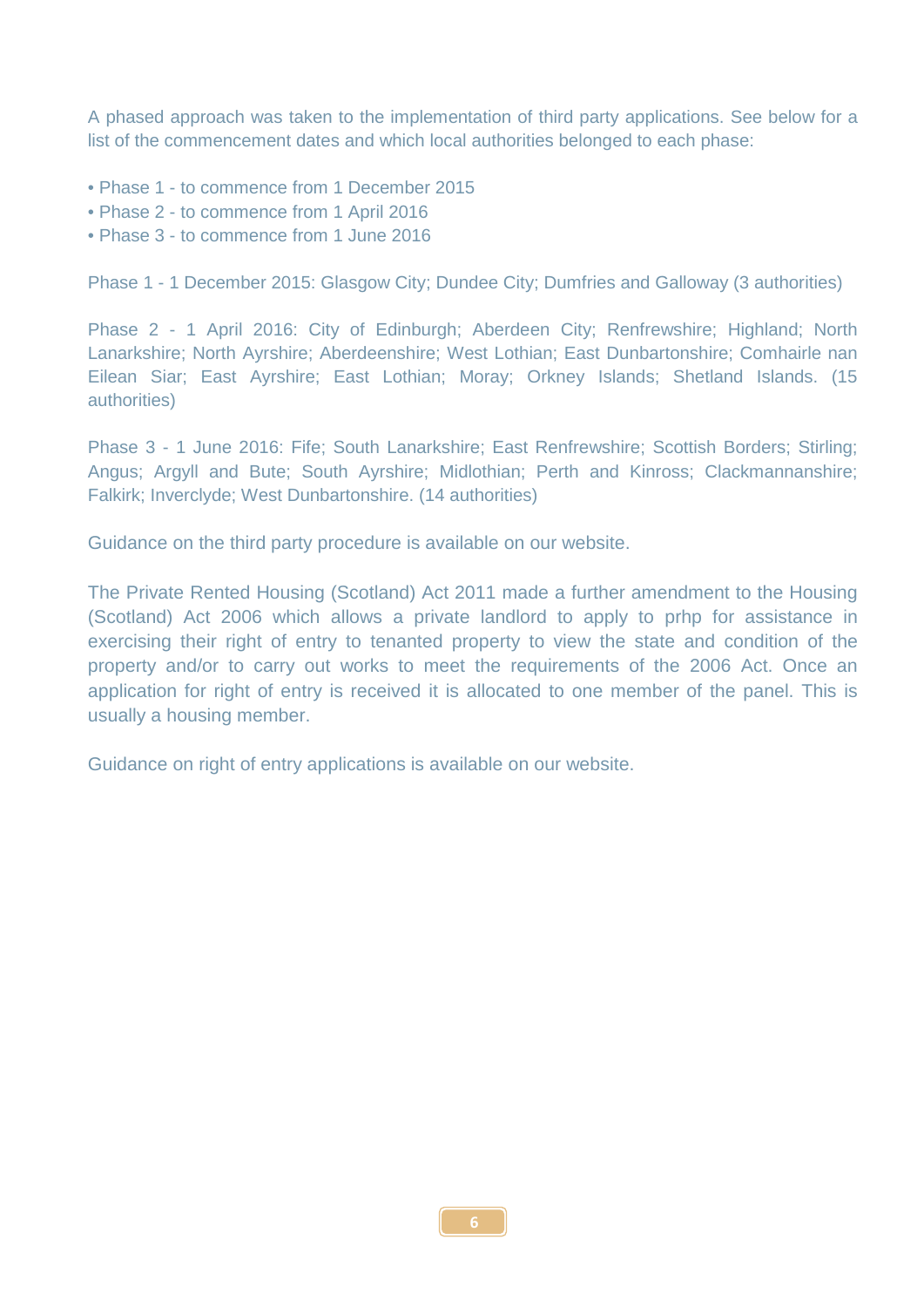A phased approach was taken to the implementation of third party applications. See below for a list of the commencement dates and which local authorities belonged to each phase:

- Phase 1 - to commence from 1 December 2015
- Phase 2 - to commence from 1 April 2016
- Phase 3 - to commence from 1 June 2016

Phase 1 - 1 December 2015: Glasgow City; Dundee City; Dumfries and Galloway (3 authorities)

Phase 2 - 1 April 2016: City of Edinburgh; Aberdeen City; Renfrewshire; Highland; North Lanarkshire; North Ayrshire; Aberdeenshire; West Lothian; East Dunbartonshire; Comhairle nan Eilean Siar; East Ayrshire; East Lothian; Moray; Orkney Islands; Shetland Islands. (15 authorities)

Phase 3 - 1 June 2016: Fife; South Lanarkshire; East Renfrewshire; Scottish Borders; Stirling; Angus; Argyll and Bute; South Ayrshire; Midlothian; Perth and Kinross; Clackmannanshire; Falkirk; Inverclyde; West Dunbartonshire. (14 authorities)

Guidance on the third party procedure is available on our website.

The Private Rented Housing (Scotland) Act 2011 made a further amendment to the Housing (Scotland) Act 2006 which allows a private landlord to apply to prhp for assistance in exercising their right of entry to tenanted property to view the state and condition of the property and/or to carry out works to meet the requirements of the 2006 Act. Once an application for right of entry is received it is allocated to one member of the panel. This is usually a housing member.

Guidance on right of entry applications is available on our website.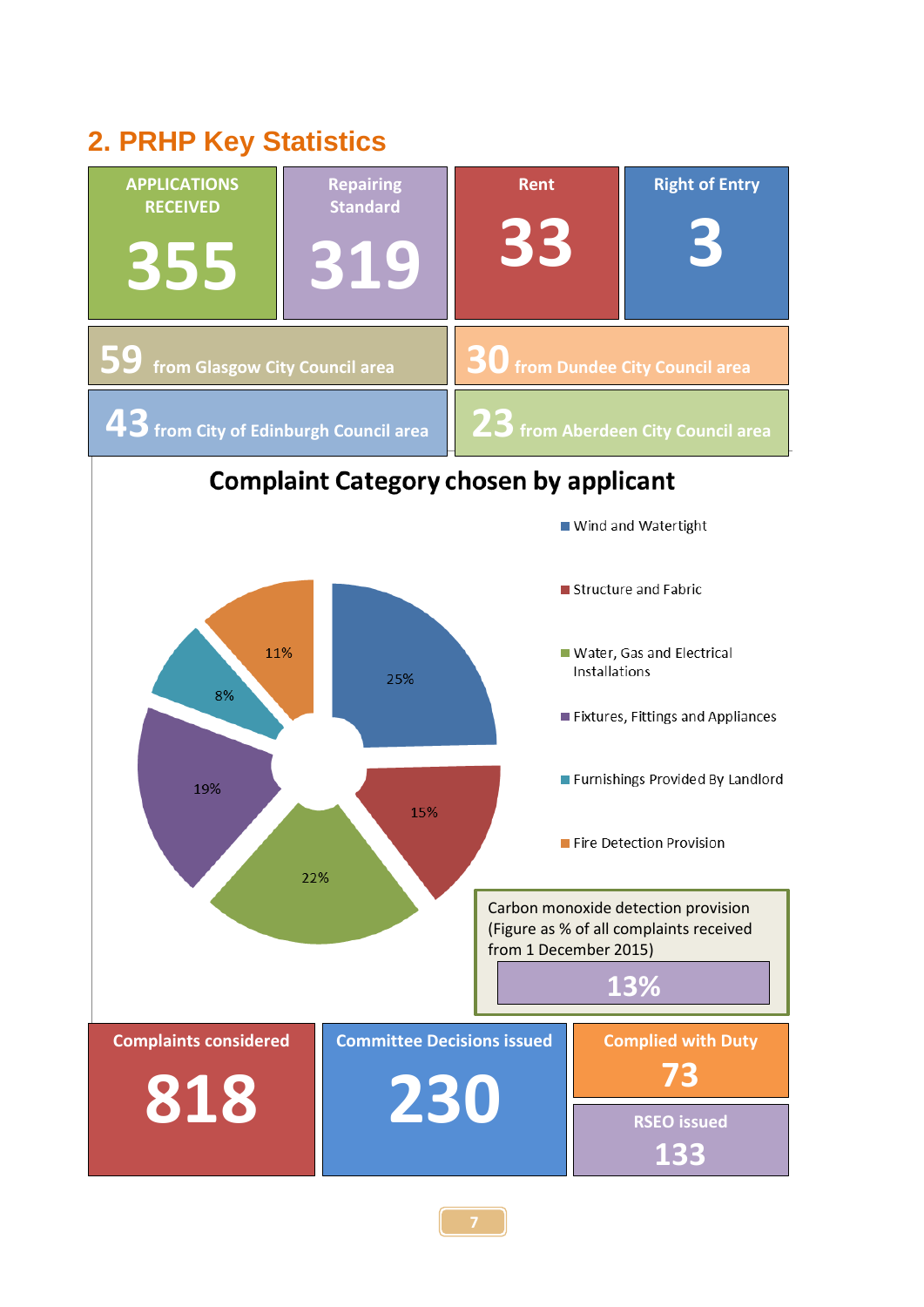## 2. PRHP Key Statistics

**APPLICATIONS RECEIVED**
**355**

**Repairing Standard**
**319**

**Rent**
**33**

**Right of Entry**
**3**

**59** from Glasgow City Council area

**30** from Dundee City Council area

**43** from City of Edinburgh Council area

**23** from Aberdeen City Council area

### Complaint Category chosen by applicant

| Category | % |
|---|---|
| Wind and Watertight | 25% |
| Structure and Fabric | 15% |
| Water, Gas and Electrical Installations | 22% |
| Fixtures, Fittings and Appliances | 19% |
| Furnishings Provided By Landlord | 8% |
| Fire Detection Provision | 11% |

Carbon monoxide detection provision (Figure as % of all complaints received from 1 December 2015)

**13%**

**Complaints considered**
**818**

**Committee Decisions issued**
**230**

**Complied with Duty**
**73**

**RSEO issued**
**133**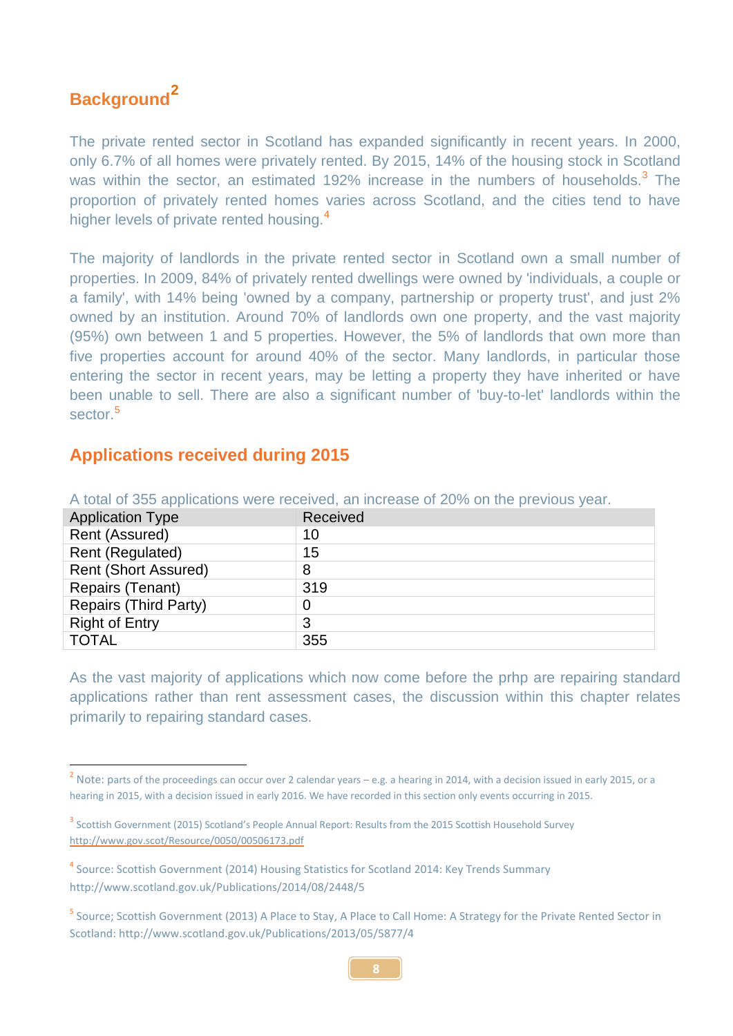## Background[2]

The private rented sector in Scotland has expanded significantly in recent years. In 2000, only 6.7% of all homes were privately rented. By 2015, 14% of the housing stock in Scotland was within the sector, an estimated 192% increase in the numbers of households.[3] The proportion of privately rented homes varies across Scotland, and the cities tend to have higher levels of private rented housing.[4]

The majority of landlords in the private rented sector in Scotland own a small number of properties. In 2009, 84% of privately rented dwellings were owned by 'individuals, a couple or a family', with 14% being 'owned by a company, partnership or property trust', and just 2% owned by an institution. Around 70% of landlords own one property, and the vast majority (95%) own between 1 and 5 properties. However, the 5% of landlords that own more than five properties account for around 40% of the sector. Many landlords, in particular those entering the sector in recent years, may be letting a property they have inherited or have been unable to sell. There are also a significant number of 'buy-to-let' landlords within the sector.[5]

## Applications received during 2015

A total of 355 applications were received, an increase of 20% on the previous year.

| Application Type | Received |
|---|---|
| Rent (Assured) | 10 |
| Rent (Regulated) | 15 |
| Rent (Short Assured) | 8 |
| Repairs (Tenant) | 319 |
| Repairs (Third Party) | 0 |
| Right of Entry | 3 |
| TOTAL | 355 |

As the vast majority of applications which now come before the prhp are repairing standard applications rather than rent assessment cases, the discussion within this chapter relates primarily to repairing standard cases.

---

[2] Note: parts of the proceedings can occur over 2 calendar years – e.g. a hearing in 2014, with a decision issued in early 2015, or a hearing in 2015, with a decision issued in early 2016. We have recorded in this section only events occurring in 2015.

[3] Scottish Government (2015) Scotland's People Annual Report: Results from the 2015 Scottish Household Survey http://www.gov.scot/Resource/0050/00506173.pdf

[4] Source: Scottish Government (2014) Housing Statistics for Scotland 2014: Key Trends Summary http://www.scotland.gov.uk/Publications/2014/08/2448/5

[5] Source; Scottish Government (2013) A Place to Stay, A Place to Call Home: A Strategy for the Private Rented Sector in Scotland: http://www.scotland.gov.uk/Publications/2013/05/5877/4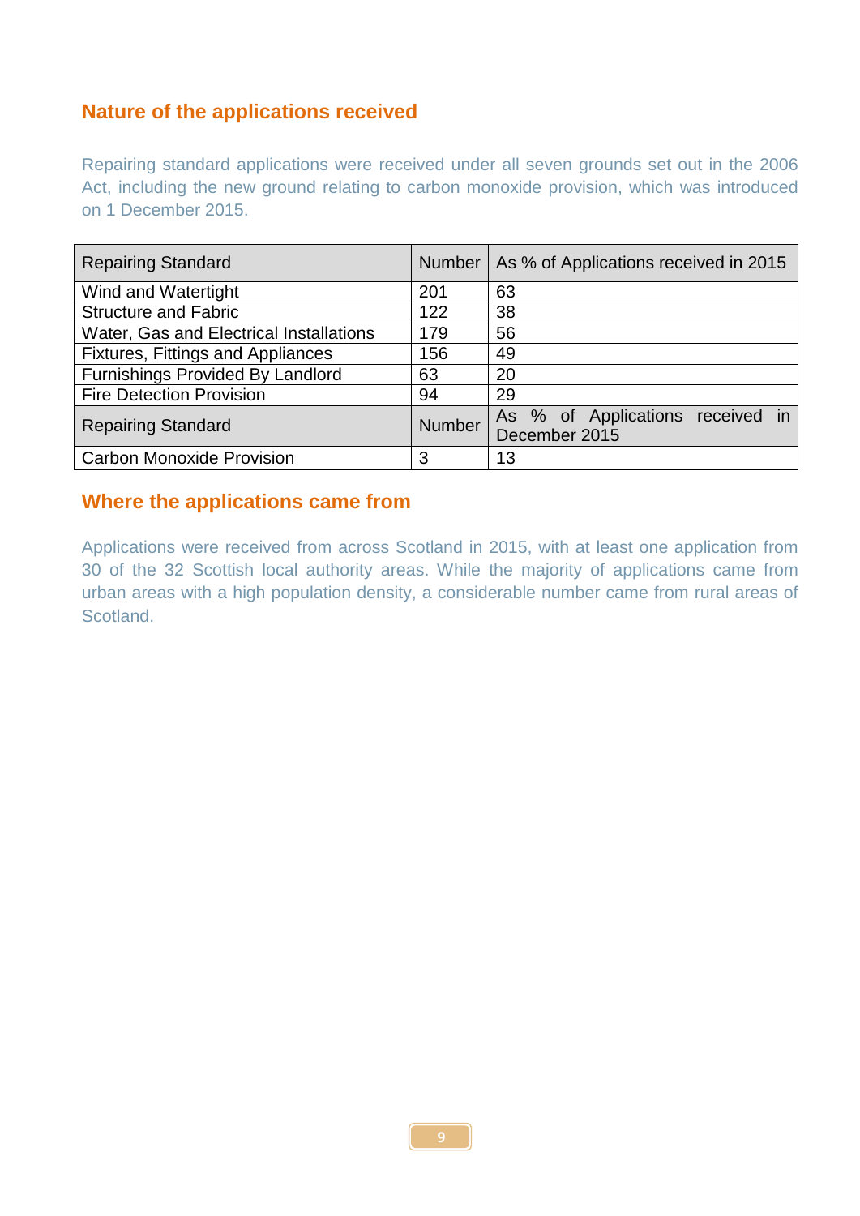## Nature of the applications received

Repairing standard applications were received under all seven grounds set out in the 2006 Act, including the new ground relating to carbon monoxide provision, which was introduced on 1 December 2015.

| Repairing Standard | Number | As % of Applications received in 2015 |
|---|---|---|
| Wind and Watertight | 201 | 63 |
| Structure and Fabric | 122 | 38 |
| Water, Gas and Electrical Installations | 179 | 56 |
| Fixtures, Fittings and Appliances | 156 | 49 |
| Furnishings Provided By Landlord | 63 | 20 |
| Fire Detection Provision | 94 | 29 |
| Repairing Standard | Number | As % of Applications received in December 2015 |
| Carbon Monoxide Provision | 3 | 13 |

## Where the applications came from

Applications were received from across Scotland in 2015, with at least one application from 30 of the 32 Scottish local authority areas. While the majority of applications came from urban areas with a high population density, a considerable number came from rural areas of Scotland.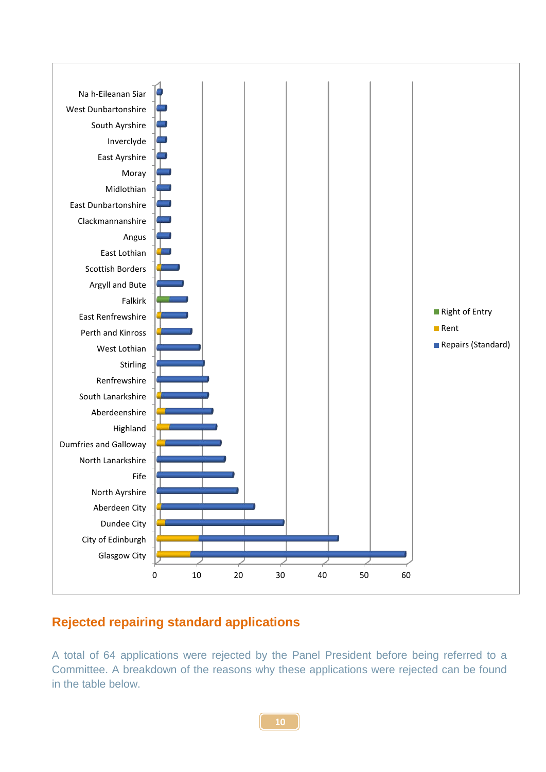## Rejected repairing standard applications

A total of 64 applications were rejected by the Panel President before being referred to a Committee. A breakdown of the reasons why these applications were rejected can be found in the table below.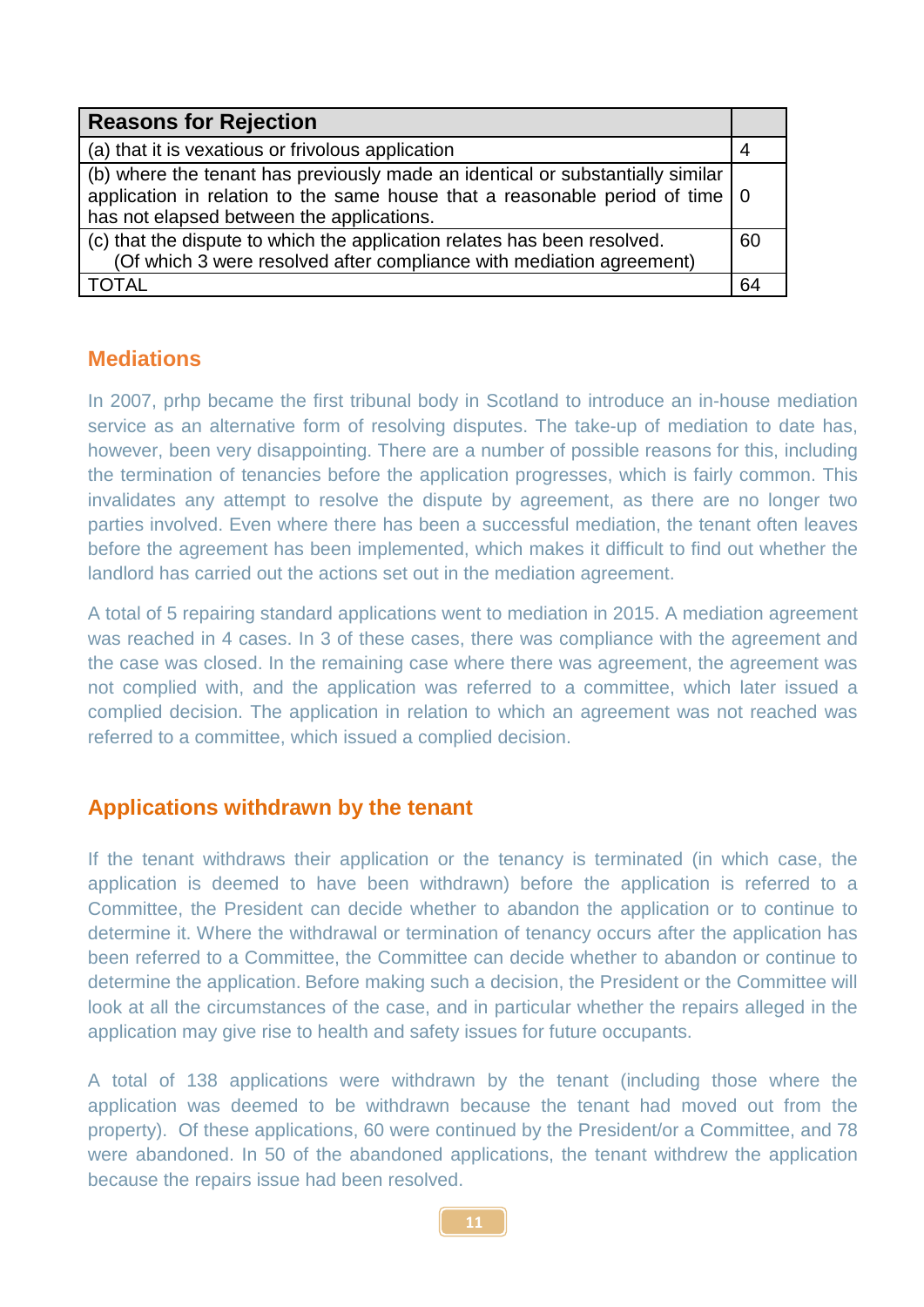| Reasons for Rejection | |
|---|---|
| (a) that it is vexatious or frivolous application | 4 |
| (b) where the tenant has previously made an identical or substantially similar application in relation to the same house that a reasonable period of time has not elapsed between the applications. | 0 |
| (c) that the dispute to which the application relates has been resolved. (Of which 3 were resolved after compliance with mediation agreement) | 60 |
| TOTAL | 64 |

## Mediations

In 2007, prhp became the first tribunal body in Scotland to introduce an in-house mediation service as an alternative form of resolving disputes. The take-up of mediation to date has, however, been very disappointing. There are a number of possible reasons for this, including the termination of tenancies before the application progresses, which is fairly common. This invalidates any attempt to resolve the dispute by agreement, as there are no longer two parties involved. Even where there has been a successful mediation, the tenant often leaves before the agreement has been implemented, which makes it difficult to find out whether the landlord has carried out the actions set out in the mediation agreement.

A total of 5 repairing standard applications went to mediation in 2015. A mediation agreement was reached in 4 cases. In 3 of these cases, there was compliance with the agreement and the case was closed. In the remaining case where there was agreement, the agreement was not complied with, and the application was referred to a committee, which later issued a complied decision. The application in relation to which an agreement was not reached was referred to a committee, which issued a complied decision.

## Applications withdrawn by the tenant

If the tenant withdraws their application or the tenancy is terminated (in which case, the application is deemed to have been withdrawn) before the application is referred to a Committee, the President can decide whether to abandon the application or to continue to determine it. Where the withdrawal or termination of tenancy occurs after the application has been referred to a Committee, the Committee can decide whether to abandon or continue to determine the application. Before making such a decision, the President or the Committee will look at all the circumstances of the case, and in particular whether the repairs alleged in the application may give rise to health and safety issues for future occupants.

A total of 138 applications were withdrawn by the tenant (including those where the application was deemed to be withdrawn because the tenant had moved out from the property). Of these applications, 60 were continued by the President/or a Committee, and 78 were abandoned. In 50 of the abandoned applications, the tenant withdrew the application because the repairs issue had been resolved.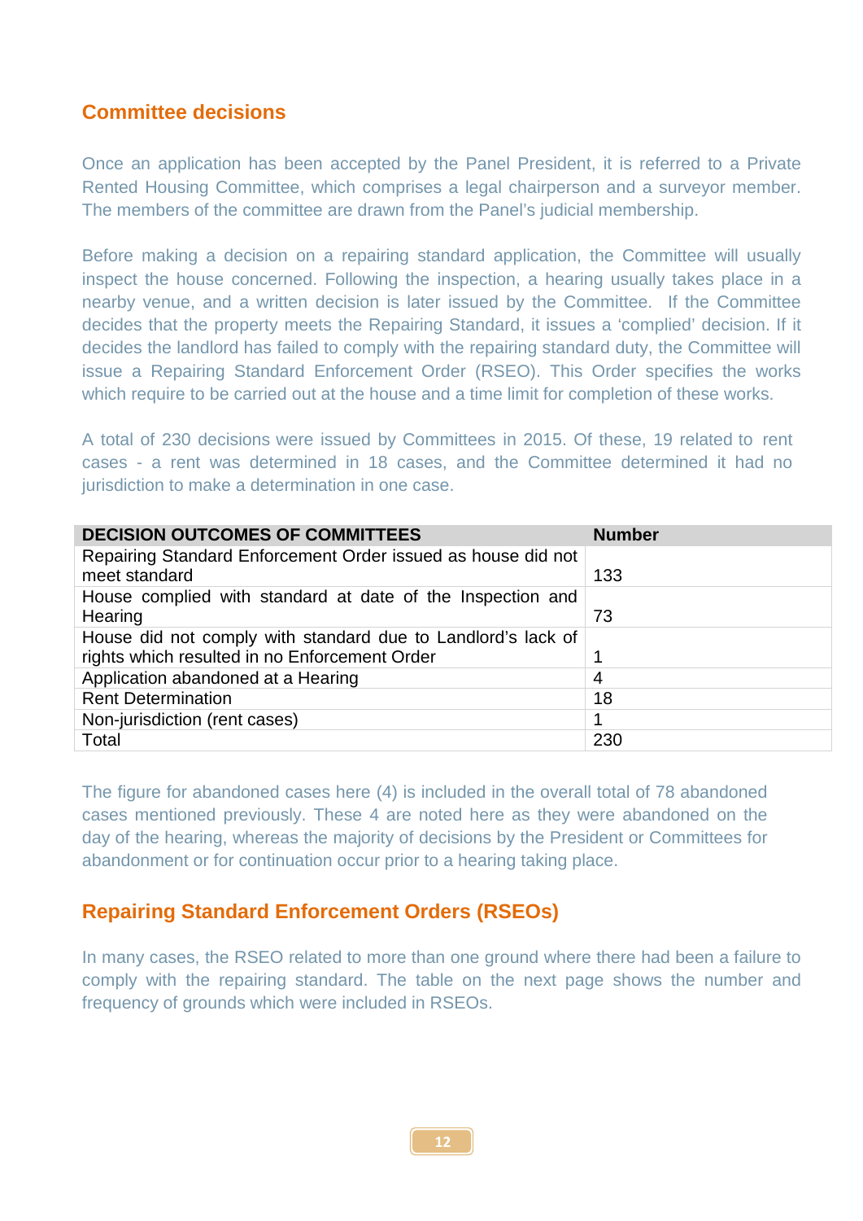## Committee decisions

Once an application has been accepted by the Panel President, it is referred to a Private Rented Housing Committee, which comprises a legal chairperson and a surveyor member. The members of the committee are drawn from the Panel's judicial membership.

Before making a decision on a repairing standard application, the Committee will usually inspect the house concerned. Following the inspection, a hearing usually takes place in a nearby venue, and a written decision is later issued by the Committee. If the Committee decides that the property meets the Repairing Standard, it issues a 'complied' decision. If it decides the landlord has failed to comply with the repairing standard duty, the Committee will issue a Repairing Standard Enforcement Order (RSEO). This Order specifies the works which require to be carried out at the house and a time limit for completion of these works.

A total of 230 decisions were issued by Committees in 2015. Of these, 19 related to rent cases - a rent was determined in 18 cases, and the Committee determined it had no jurisdiction to make a determination in one case.

| DECISION OUTCOMES OF COMMITTEES | Number |
|---|---|
| Repairing Standard Enforcement Order issued as house did not meet standard | 133 |
| House complied with standard at date of the Inspection and Hearing | 73 |
| House did not comply with standard due to Landlord's lack of rights which resulted in no Enforcement Order | 1 |
| Application abandoned at a Hearing | 4 |
| Rent Determination | 18 |
| Non-jurisdiction (rent cases) | 1 |
| Total | 230 |

The figure for abandoned cases here (4) is included in the overall total of 78 abandoned cases mentioned previously. These 4 are noted here as they were abandoned on the day of the hearing, whereas the majority of decisions by the President or Committees for abandonment or for continuation occur prior to a hearing taking place.

## Repairing Standard Enforcement Orders (RSEOs)

In many cases, the RSEO related to more than one ground where there had been a failure to comply with the repairing standard. The table on the next page shows the number and frequency of grounds which were included in RSEOs.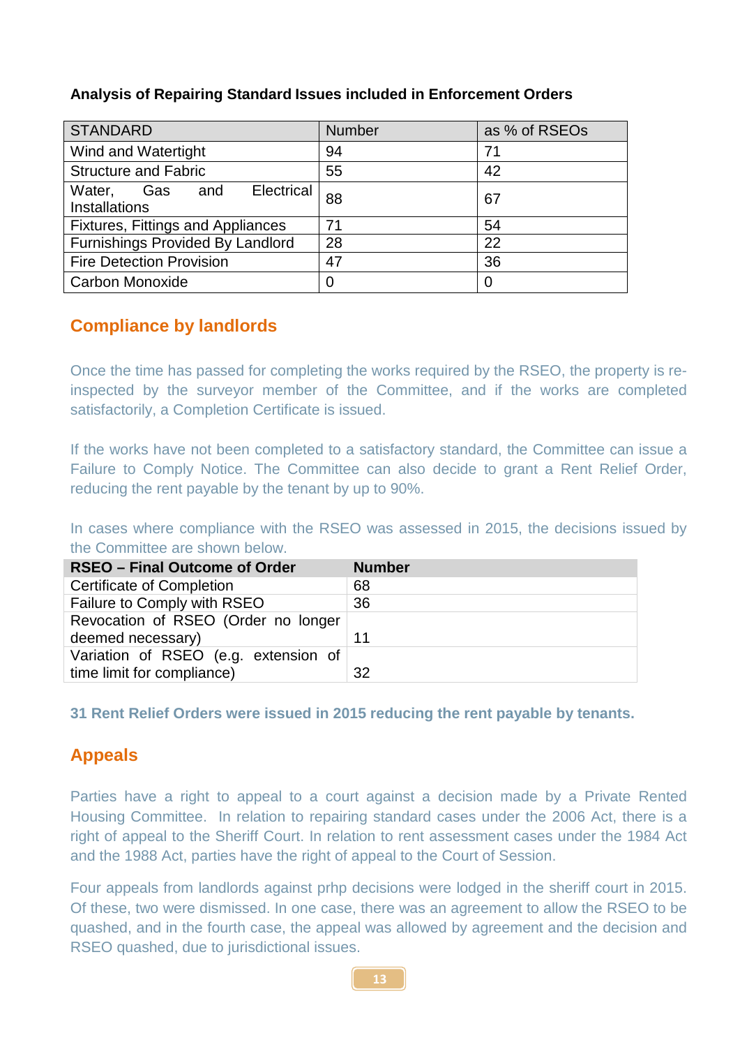**Analysis of Repairing Standard Issues included in Enforcement Orders**

| STANDARD | Number | as % of RSEOs |
| --- | --- | --- |
| Wind and Watertight | 94 | 71 |
| Structure and Fabric | 55 | 42 |
| Water, Gas and Electrical Installations | 88 | 67 |
| Fixtures, Fittings and Appliances | 71 | 54 |
| Furnishings Provided By Landlord | 28 | 22 |
| Fire Detection Provision | 47 | 36 |
| Carbon Monoxide | 0 | 0 |

## Compliance by landlords

Once the time has passed for completing the works required by the RSEO, the property is re-inspected by the surveyor member of the Committee, and if the works are completed satisfactorily, a Completion Certificate is issued.

If the works have not been completed to a satisfactory standard, the Committee can issue a Failure to Comply Notice. The Committee can also decide to grant a Rent Relief Order, reducing the rent payable by the tenant by up to 90%.

In cases where compliance with the RSEO was assessed in 2015, the decisions issued by the Committee are shown below.

| RSEO – Final Outcome of Order | Number |
| --- | --- |
| Certificate of Completion | 68 |
| Failure to Comply with RSEO | 36 |
| Revocation of RSEO (Order no longer deemed necessary) | 11 |
| Variation of RSEO (e.g. extension of time limit for compliance) | 32 |

**31 Rent Relief Orders were issued in 2015 reducing the rent payable by tenants.**

## Appeals

Parties have a right to appeal to a court against a decision made by a Private Rented Housing Committee. In relation to repairing standard cases under the 2006 Act, there is a right of appeal to the Sheriff Court. In relation to rent assessment cases under the 1984 Act and the 1988 Act, parties have the right of appeal to the Court of Session.

Four appeals from landlords against prhp decisions were lodged in the sheriff court in 2015. Of these, two were dismissed. In one case, there was an agreement to allow the RSEO to be quashed, and in the fourth case, the appeal was allowed by agreement and the decision and RSEO quashed, due to jurisdictional issues.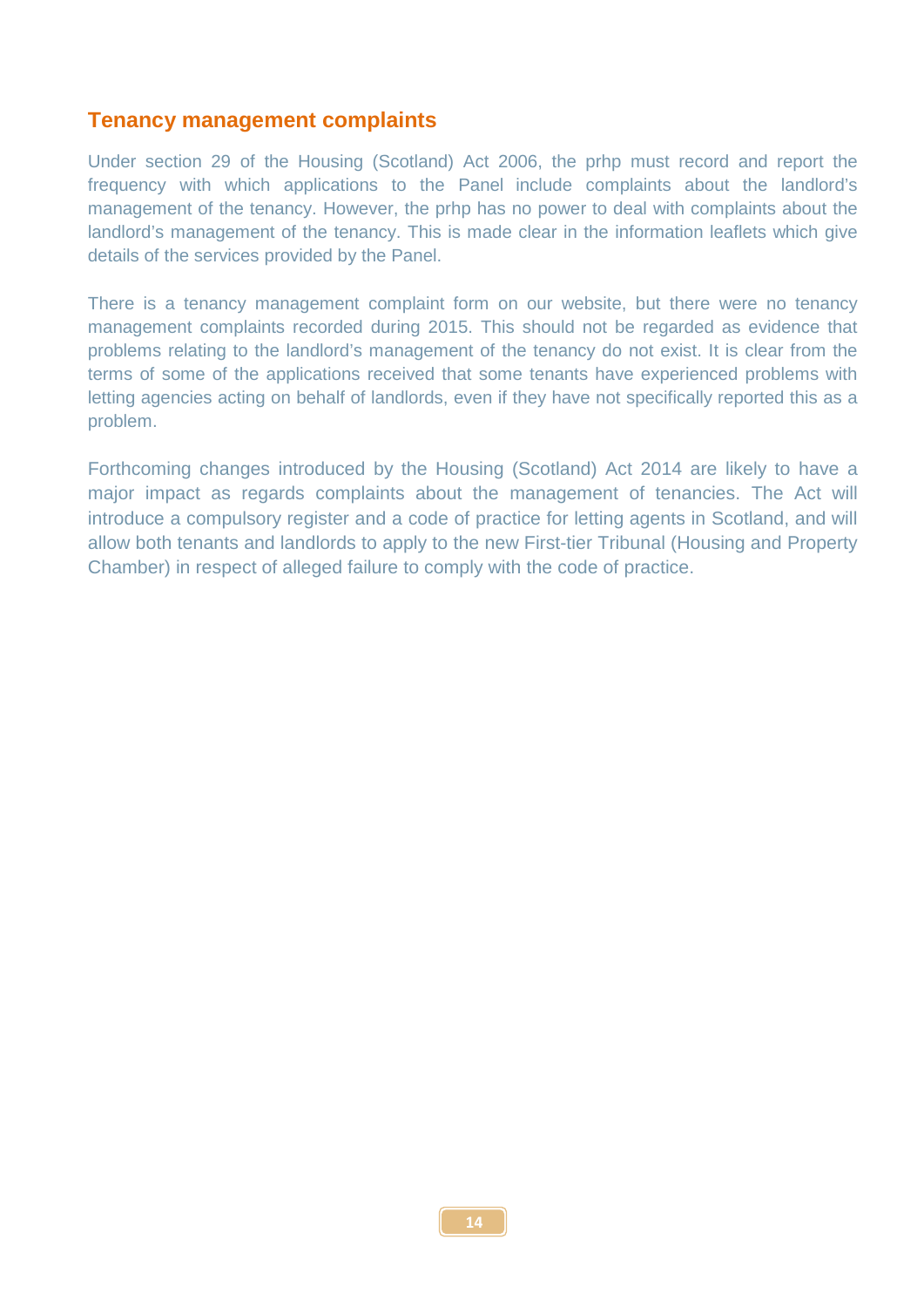## Tenancy management complaints

Under section 29 of the Housing (Scotland) Act 2006, the prhp must record and report the frequency with which applications to the Panel include complaints about the landlord's management of the tenancy. However, the prhp has no power to deal with complaints about the landlord's management of the tenancy. This is made clear in the information leaflets which give details of the services provided by the Panel.

There is a tenancy management complaint form on our website, but there were no tenancy management complaints recorded during 2015. This should not be regarded as evidence that problems relating to the landlord's management of the tenancy do not exist. It is clear from the terms of some of the applications received that some tenants have experienced problems with letting agencies acting on behalf of landlords, even if they have not specifically reported this as a problem.

Forthcoming changes introduced by the Housing (Scotland) Act 2014 are likely to have a major impact as regards complaints about the management of tenancies. The Act will introduce a compulsory register and a code of practice for letting agents in Scotland, and will allow both tenants and landlords to apply to the new First-tier Tribunal (Housing and Property Chamber) in respect of alleged failure to comply with the code of practice.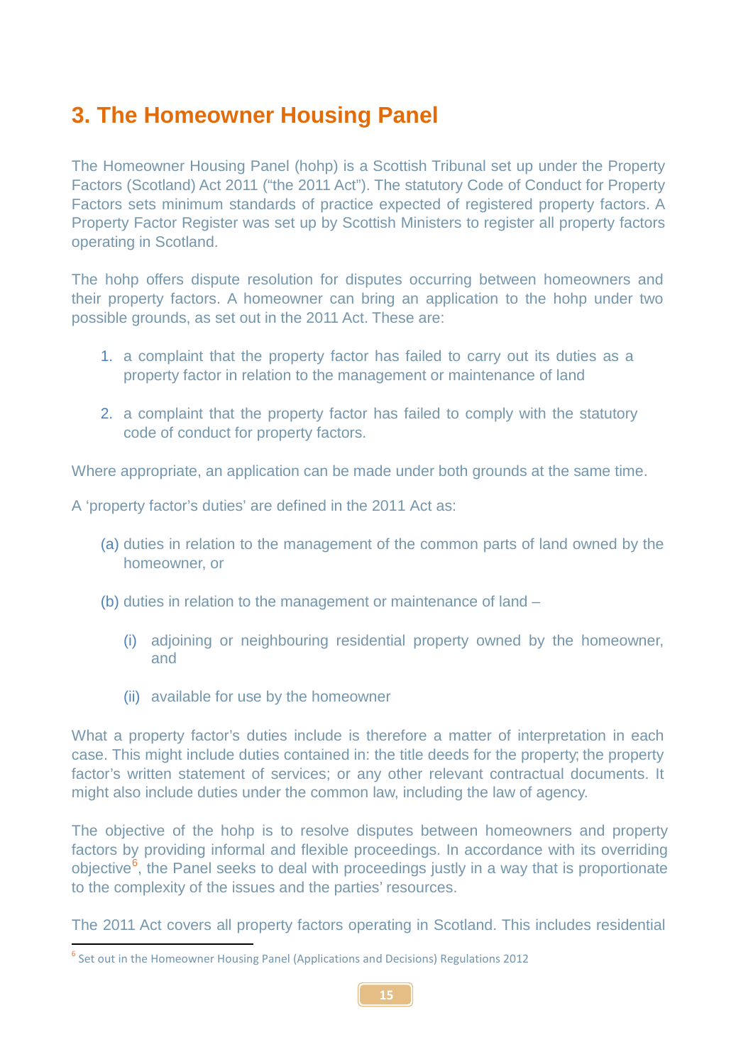## 3. The Homeowner Housing Panel

The Homeowner Housing Panel (hohp) is a Scottish Tribunal set up under the Property Factors (Scotland) Act 2011 ("the 2011 Act"). The statutory Code of Conduct for Property Factors sets minimum standards of practice expected of registered property factors. A Property Factor Register was set up by Scottish Ministers to register all property factors operating in Scotland.

The hohp offers dispute resolution for disputes occurring between homeowners and their property factors. A homeowner can bring an application to the hohp under two possible grounds, as set out in the 2011 Act. These are:

1. a complaint that the property factor has failed to carry out its duties as a property factor in relation to the management or maintenance of land

2. a complaint that the property factor has failed to comply with the statutory code of conduct for property factors.

Where appropriate, an application can be made under both grounds at the same time.

A 'property factor's duties' are defined in the 2011 Act as:

(a) duties in relation to the management of the common parts of land owned by the homeowner, or

(b) duties in relation to the management or maintenance of land –

  (i) adjoining or neighbouring residential property owned by the homeowner, and

  (ii) available for use by the homeowner

What a property factor's duties include is therefore a matter of interpretation in each case. This might include duties contained in: the title deeds for the property; the property factor's written statement of services; or any other relevant contractual documents. It might also include duties under the common law, including the law of agency.

The objective of the hohp is to resolve disputes between homeowners and property factors by providing informal and flexible proceedings. In accordance with its overriding objective[6], the Panel seeks to deal with proceedings justly in a way that is proportionate to the complexity of the issues and the parties' resources.

The 2011 Act covers all property factors operating in Scotland. This includes residential

[6] Set out in the Homeowner Housing Panel (Applications and Decisions) Regulations 2012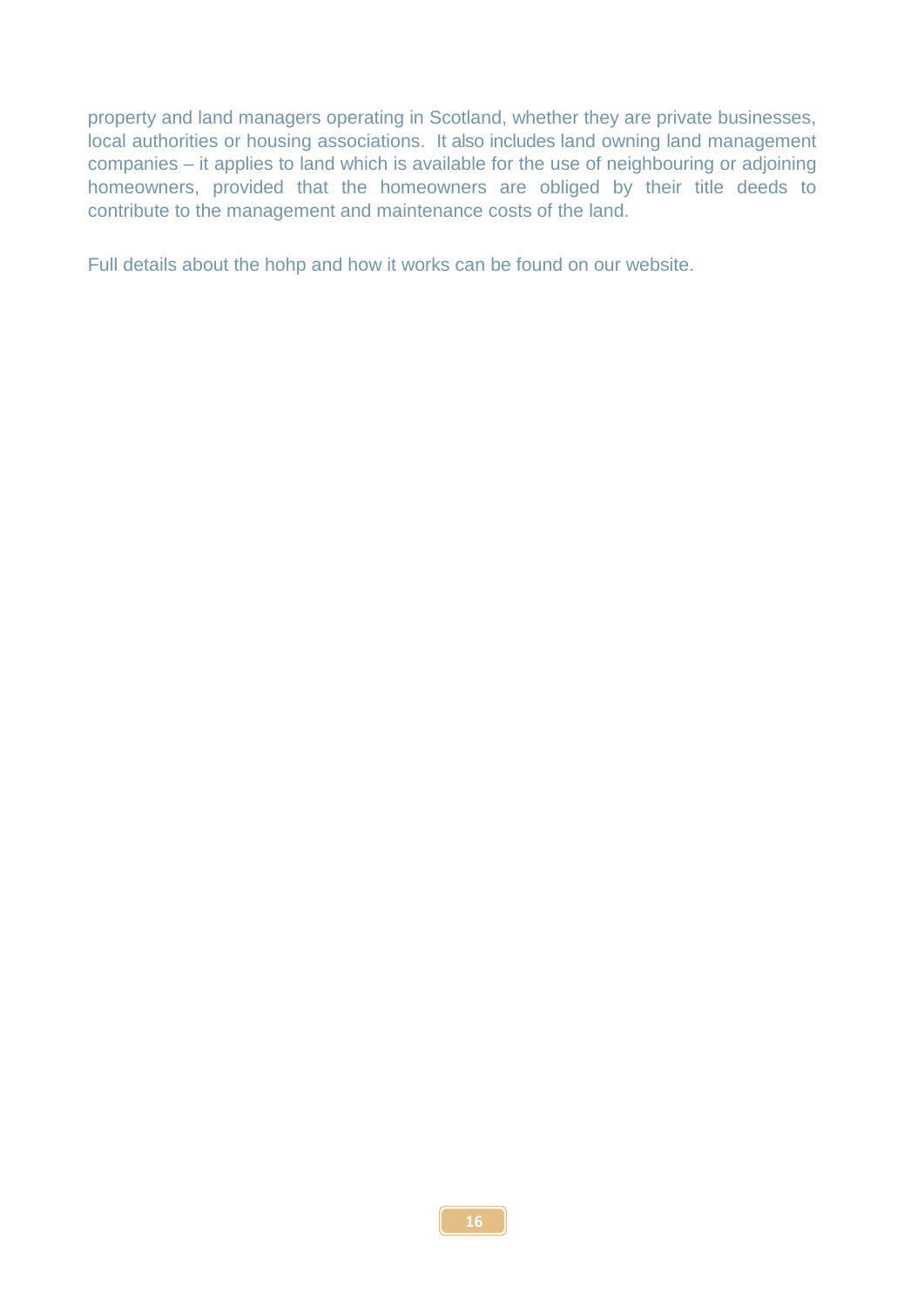property and land managers operating in Scotland, whether they are private businesses, local authorities or housing associations. It also includes land owning land management companies – it applies to land which is available for the use of neighbouring or adjoining homeowners, provided that the homeowners are obliged by their title deeds to contribute to the management and maintenance costs of the land.

Full details about the hohp and how it works can be found on our website.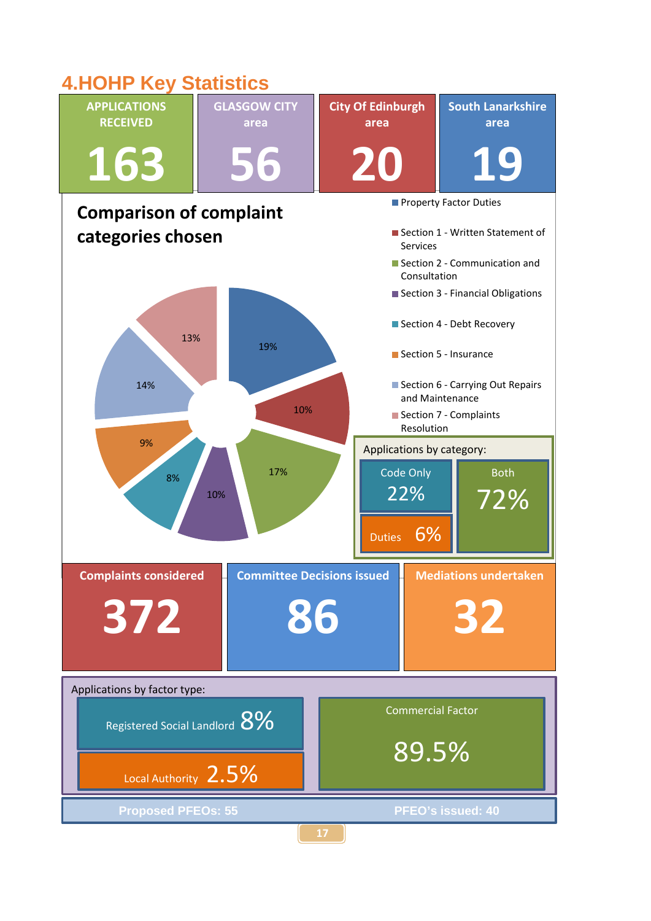# 4.HOHP Key Statistics

| APPLICATIONS RECEIVED | GLASGOW CITY area | City Of Edinburgh area | South Lanarkshire area |
|---|---|---|---|
| 163 | 56 | 20 | 19 |

## Comparison of complaint categories chosen

| Category | % |
|---|---|
| Property Factor Duties | 19% |
| Section 1 - Written Statement of Services | 10% |
| Section 2 - Communication and Consultation | 17% |
| Section 3 - Financial Obligations | 10% |
| Section 4 - Debt Recovery | 8% |
| Section 5 - Insurance | 9% |
| Section 6 - Carrying Out Repairs and Maintenance | 14% |
| Section 7 - Complaints Resolution | 13% |

**Applications by category:**

- Code Only 22%
- Duties 6%
- Both 72%

| Complaints considered | Committee Decisions issued | Mediations undertaken |
|---|---|---|
| 372 | 86 | 32 |

**Applications by factor type:**

- Registered Social Landlord 8%
- Local Authority 2.5%
- Commercial Factor 89.5%

Proposed PFEOs: 55

PFEO's issued: 40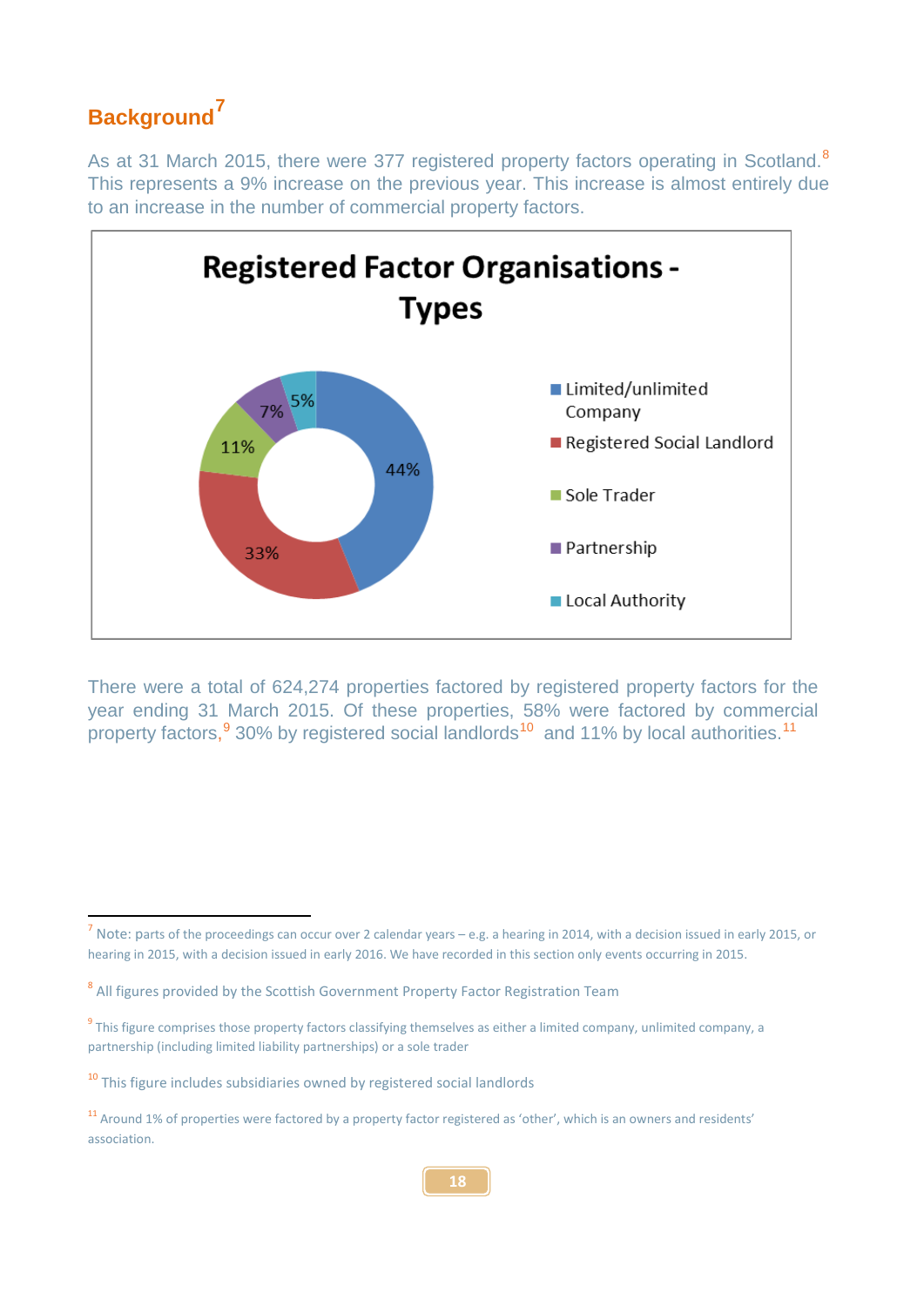## Background[7]

As at 31 March 2015, there were 377 registered property factors operating in Scotland.[8] This represents a 9% increase on the previous year. This increase is almost entirely due to an increase in the number of commercial property factors.

**Registered Factor Organisations - Types**

| Type | Percentage |
|---|---|
| Limited/unlimited Company | 44% |
| Registered Social Landlord | 33% |
| Sole Trader | 11% |
| Partnership | 7% |
| Local Authority | 5% |

There were a total of 624,274 properties factored by registered property factors for the year ending 31 March 2015. Of these properties, 58% were factored by commercial property factors,[9] 30% by registered social landlords[10] and 11% by local authorities.[11]

---

[7] Note: parts of the proceedings can occur over 2 calendar years – e.g. a hearing in 2014, with a decision issued in early 2015, or hearing in 2015, with a decision issued in early 2016. We have recorded in this section only events occurring in 2015.

[8] All figures provided by the Scottish Government Property Factor Registration Team

[9] This figure comprises those property factors classifying themselves as either a limited company, unlimited company, a partnership (including limited liability partnerships) or a sole trader

[10] This figure includes subsidiaries owned by registered social landlords

[11] Around 1% of properties were factored by a property factor registered as 'other', which is an owners and residents' association.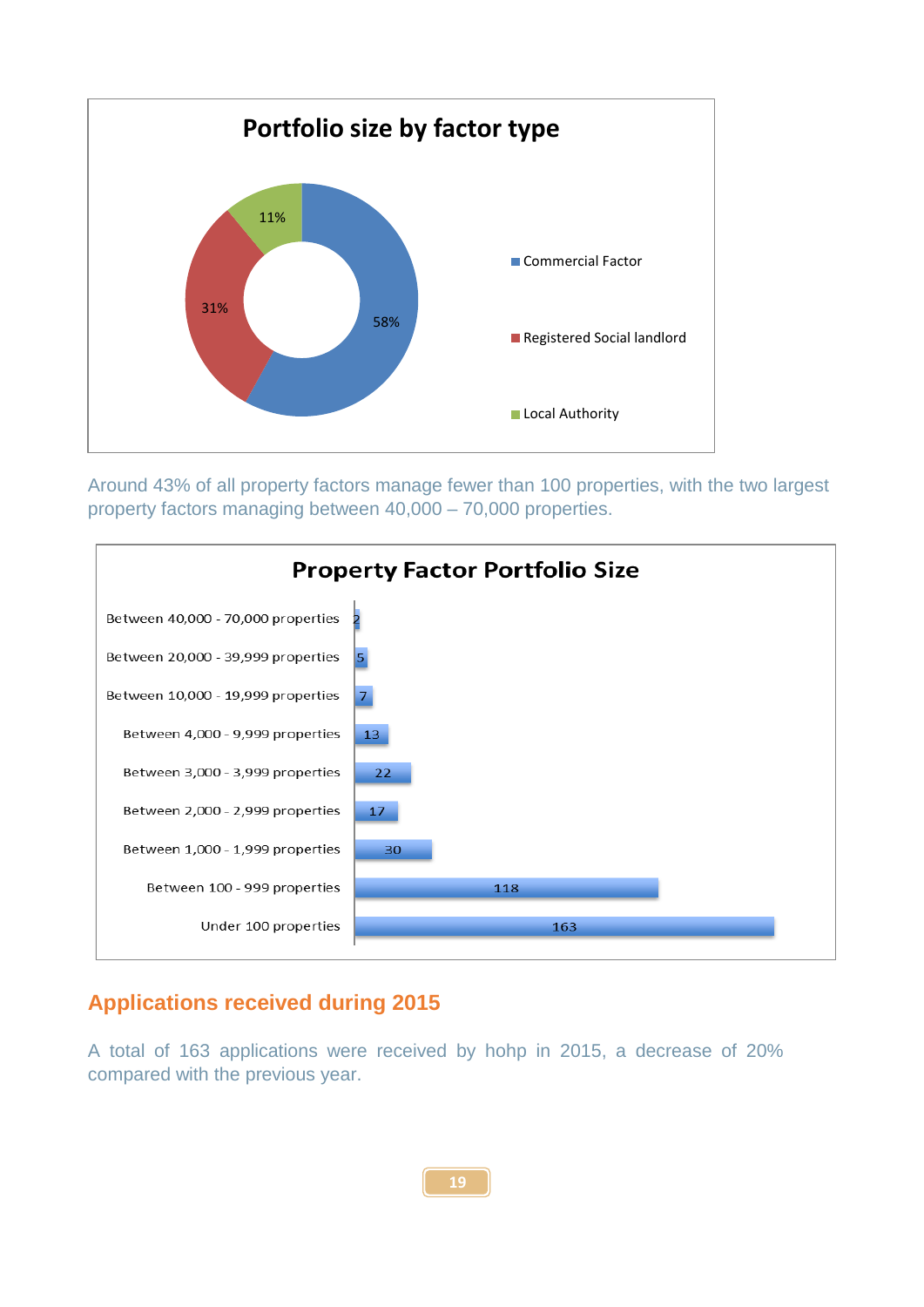**Portfolio size by factor type**

| Factor type | Percentage |
| --- | --- |
| Commercial Factor | 58% |
| Registered Social landlord | 31% |
| Local Authority | 11% |

Around 43% of all property factors manage fewer than 100 properties, with the two largest property factors managing between 40,000 – 70,000 properties.

**Property Factor Portfolio Size**

| Portfolio size | Number |
| --- | --- |
| Between 40,000 - 70,000 properties | 2 |
| Between 20,000 - 39,999 properties | 5 |
| Between 10,000 - 19,999 properties | 7 |
| Between 4,000 - 9,999 properties | 13 |
| Between 3,000 - 3,999 properties | 22 |
| Between 2,000 - 2,999 properties | 17 |
| Between 1,000 - 1,999 properties | 30 |
| Between 100 - 999 properties | 118 |
| Under 100 properties | 163 |

## Applications received during 2015

A total of 163 applications were received by hohp in 2015, a decrease of 20% compared with the previous year.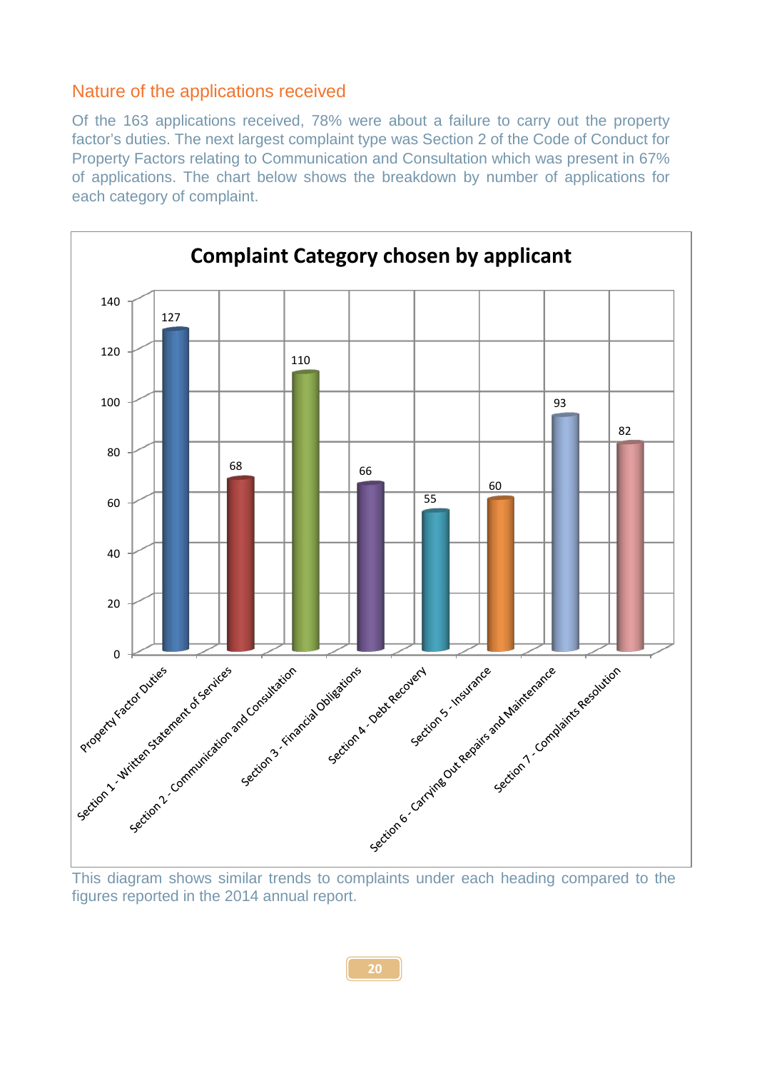## Nature of the applications received

Of the 163 applications received, 78% were about a failure to carry out the property factor's duties. The next largest complaint type was Section 2 of the Code of Conduct for Property Factors relating to Communication and Consultation which was present in 67% of applications. The chart below shows the breakdown by number of applications for each category of complaint.

**Complaint Category chosen by applicant**

| Complaint Category | Number of applications |
|---|---|
| Property Factor Duties | 127 |
| Section 1 - Written Statement of Services | 68 |
| Section 2 - Communication and Consultation | 110 |
| Section 3 - Financial Obligations | 66 |
| Section 4 - Debt Recovery | 55 |
| Section 5 - Insurance | 60 |
| Section 6 - Carrying Out Repairs and Maintenance | 93 |
| Section 7 - Complaints Resolution | 82 |

This diagram shows similar trends to complaints under each heading compared to the figures reported in the 2014 annual report.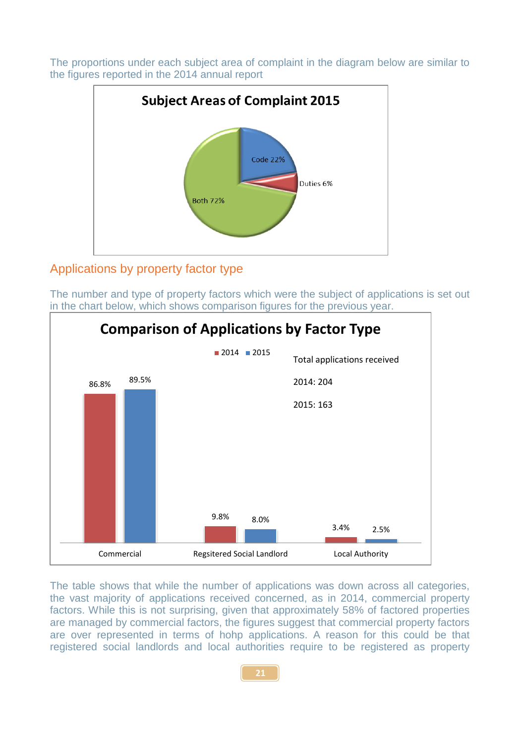The proportions under each subject area of complaint in the diagram below are similar to the figures reported in the 2014 annual report

**Subject Areas of Complaint 2015**

| Subject area | Percentage |
|---|---|
| Code | 22% |
| Duties | 6% |
| Both | 72% |

## Applications by property factor type

The number and type of property factors which were the subject of applications is set out in the chart below, which shows comparison figures for the previous year.

**Comparison of Applications by Factor Type**

| Factor Type | 2014 | 2015 |
|---|---|---|
| Commercial | 86.8% | 89.5% |
| Regsitered Social Landlord | 9.8% | 8.0% |
| Local Authority | 3.4% | 2.5% |

Total applications received

2014: 204

2015: 163

The table shows that while the number of applications was down across all categories, the vast majority of applications received concerned, as in 2014, commercial property factors. While this is not surprising, given that approximately 58% of factored properties are managed by commercial factors, the figures suggest that commercial property factors are over represented in terms of hohp applications. A reason for this could be that registered social landlords and local authorities require to be registered as property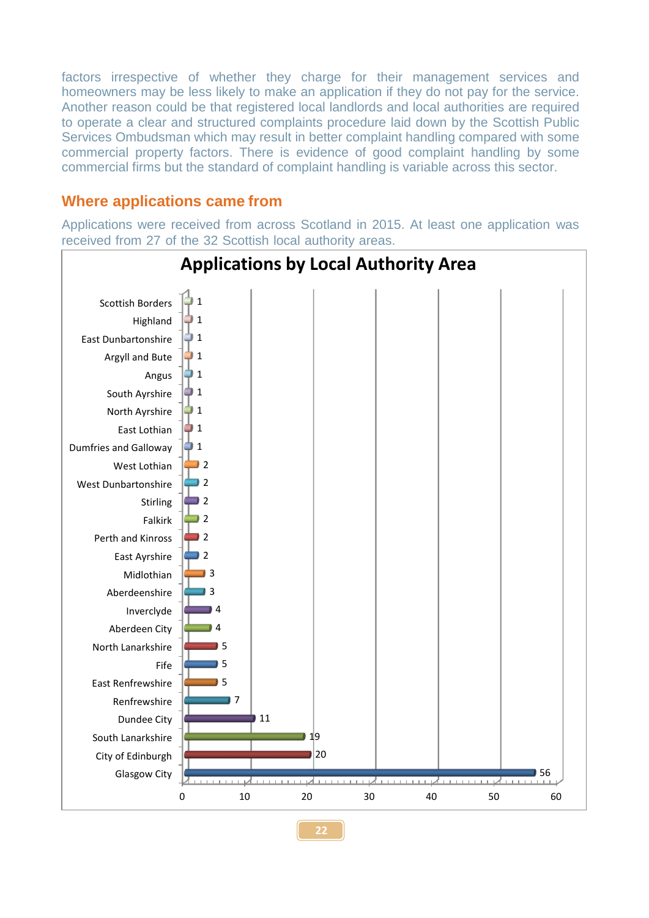factors irrespective of whether they charge for their management services and homeowners may be less likely to make an application if they do not pay for the service. Another reason could be that registered local landlords and local authorities are required to operate a clear and structured complaints procedure laid down by the Scottish Public Services Ombudsman which may result in better complaint handling compared with some commercial property factors. There is evidence of good complaint handling by some commercial firms but the standard of complaint handling is variable across this sector.

## Where applications came from

Applications were received from across Scotland in 2015. At least one application was received from 27 of the 32 Scottish local authority areas.

**Applications by Local Authority Area**

| Local Authority Area | Applications |
|---|---|
| Scottish Borders | 1 |
| Highland | 1 |
| East Dunbartonshire | 1 |
| Argyll and Bute | 1 |
| Angus | 1 |
| South Ayrshire | 1 |
| North Ayrshire | 1 |
| East Lothian | 1 |
| Dumfries and Galloway | 1 |
| West Lothian | 2 |
| West Dunbartonshire | 2 |
| Stirling | 2 |
| Falkirk | 2 |
| Perth and Kinross | 2 |
| East Ayrshire | 2 |
| Midlothian | 3 |
| Aberdeenshire | 3 |
| Inverclyde | 4 |
| Aberdeen City | 4 |
| North Lanarkshire | 5 |
| Fife | 5 |
| East Renfrewshire | 5 |
| Renfrewshire | 7 |
| Dundee City | 11 |
| South Lanarkshire | 19 |
| City of Edinburgh | 20 |
| Glasgow City | 56 |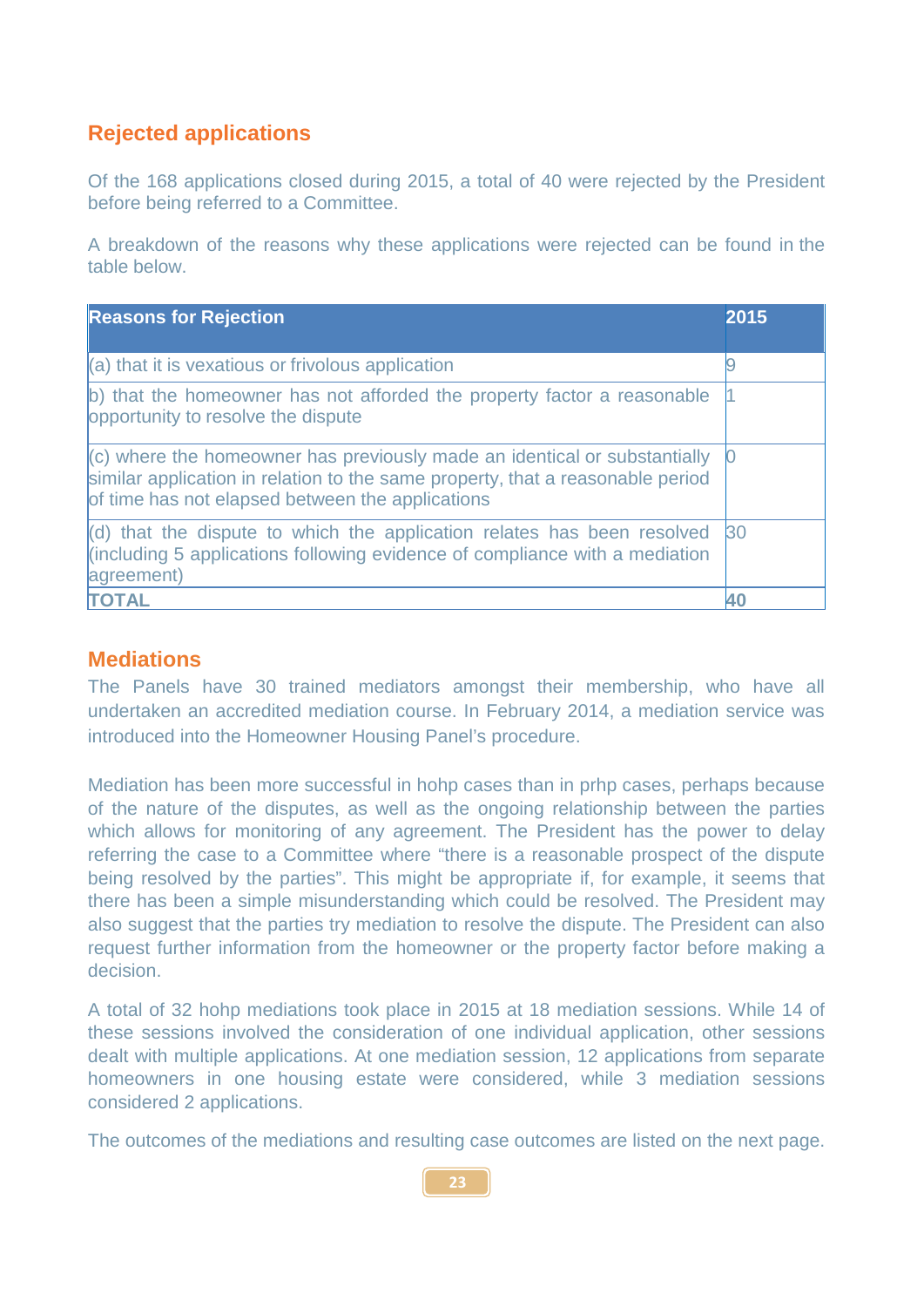## Rejected applications

Of the 168 applications closed during 2015, a total of 40 were rejected by the President before being referred to a Committee.

A breakdown of the reasons why these applications were rejected can be found in the table below.

| Reasons for Rejection | 2015 |
|---|---|
| (a) that it is vexatious or frivolous application | 9 |
| b) that the homeowner has not afforded the property factor a reasonable opportunity to resolve the dispute | 1 |
| (c) where the homeowner has previously made an identical or substantially similar application in relation to the same property, that a reasonable period of time has not elapsed between the applications | 0 |
| (d) that the dispute to which the application relates has been resolved (including 5 applications following evidence of compliance with a mediation agreement) | 30 |
| **TOTAL** | **40** |

## Mediations

The Panels have 30 trained mediators amongst their membership, who have all undertaken an accredited mediation course. In February 2014, a mediation service was introduced into the Homeowner Housing Panel's procedure.

Mediation has been more successful in hohp cases than in prhp cases, perhaps because of the nature of the disputes, as well as the ongoing relationship between the parties which allows for monitoring of any agreement. The President has the power to delay referring the case to a Committee where "there is a reasonable prospect of the dispute being resolved by the parties". This might be appropriate if, for example, it seems that there has been a simple misunderstanding which could be resolved. The President may also suggest that the parties try mediation to resolve the dispute. The President can also request further information from the homeowner or the property factor before making a decision.

A total of 32 hohp mediations took place in 2015 at 18 mediation sessions. While 14 of these sessions involved the consideration of one individual application, other sessions dealt with multiple applications. At one mediation session, 12 applications from separate homeowners in one housing estate were considered, while 3 mediation sessions considered 2 applications.

The outcomes of the mediations and resulting case outcomes are listed on the next page.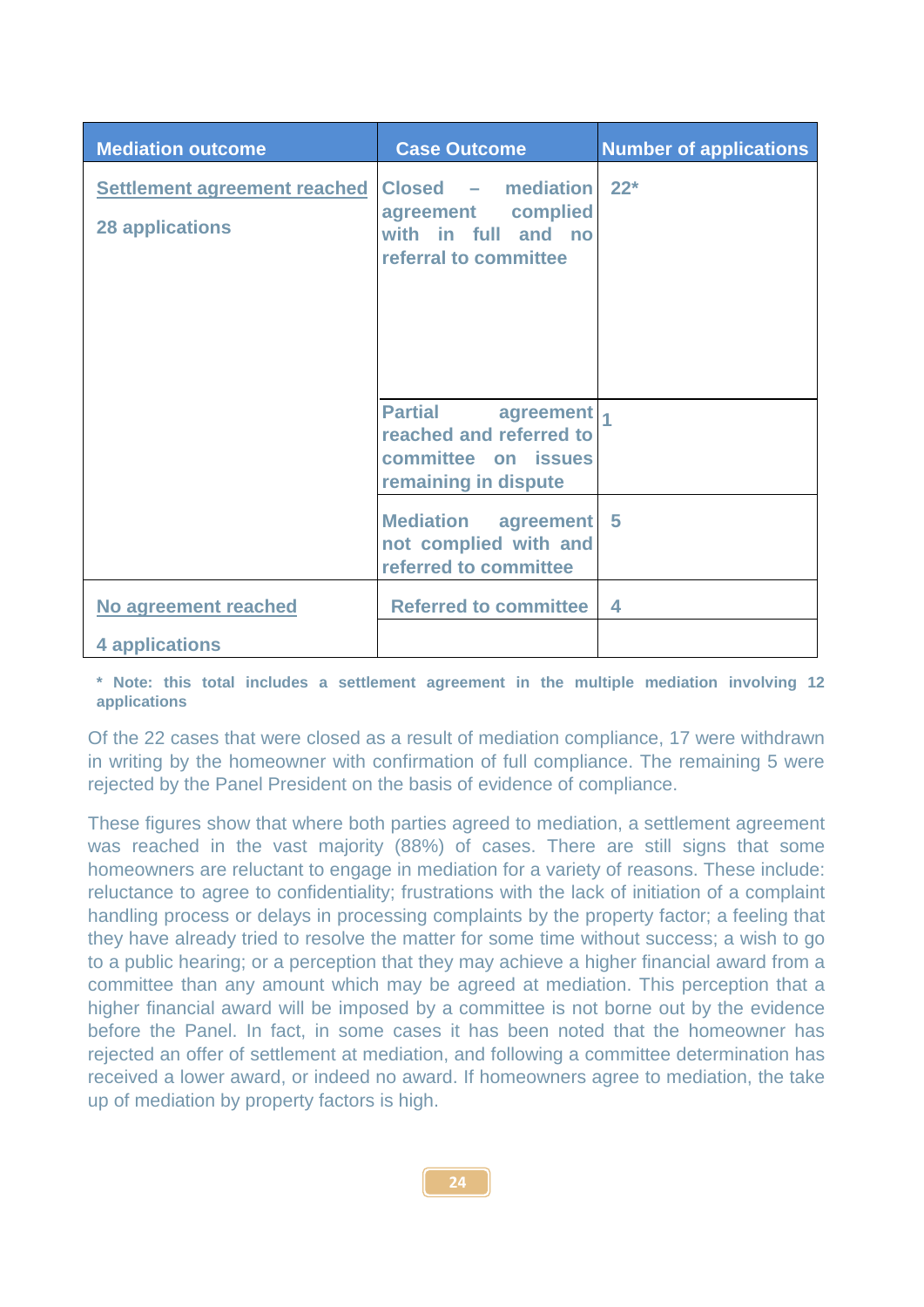| Mediation outcome | Case Outcome | Number of applications |
|---|---|---|
| Settlement agreement reached<br><br>28 applications | Closed – mediation agreement complied with in full and no referral to committee | 22* |
| | Partial agreement reached and referred to committee on issues remaining in dispute | 1 |
| | Mediation agreement not complied with and referred to committee | 5 |
| No agreement reached<br><br>4 applications | Referred to committee | 4 |

**\* Note: this total includes a settlement agreement in the multiple mediation involving 12 applications**

Of the 22 cases that were closed as a result of mediation compliance, 17 were withdrawn in writing by the homeowner with confirmation of full compliance. The remaining 5 were rejected by the Panel President on the basis of evidence of compliance.

These figures show that where both parties agreed to mediation, a settlement agreement was reached in the vast majority (88%) of cases. There are still signs that some homeowners are reluctant to engage in mediation for a variety of reasons. These include: reluctance to agree to confidentiality; frustrations with the lack of initiation of a complaint handling process or delays in processing complaints by the property factor; a feeling that they have already tried to resolve the matter for some time without success; a wish to go to a public hearing; or a perception that they may achieve a higher financial award from a committee than any amount which may be agreed at mediation. This perception that a higher financial award will be imposed by a committee is not borne out by the evidence before the Panel. In fact, in some cases it has been noted that the homeowner has rejected an offer of settlement at mediation, and following a committee determination has received a lower award, or indeed no award. If homeowners agree to mediation, the take up of mediation by property factors is high.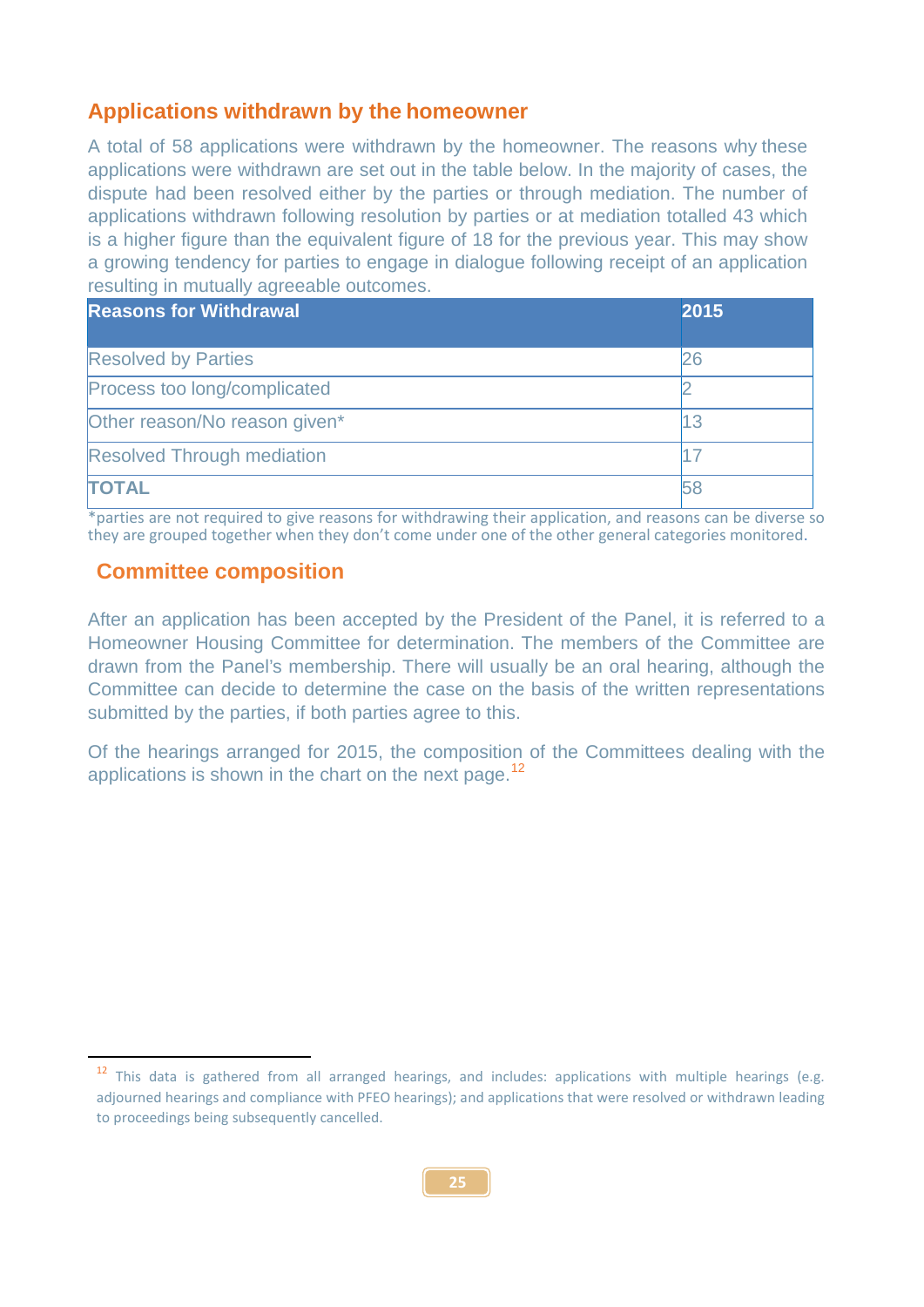## Applications withdrawn by the homeowner

A total of 58 applications were withdrawn by the homeowner. The reasons why these applications were withdrawn are set out in the table below. In the majority of cases, the dispute had been resolved either by the parties or through mediation. The number of applications withdrawn following resolution by parties or at mediation totalled 43 which is a higher figure than the equivalent figure of 18 for the previous year. This may show a growing tendency for parties to engage in dialogue following receipt of an application resulting in mutually agreeable outcomes.

| Reasons for Withdrawal | 2015 |
|---|---|
| Resolved by Parties | 26 |
| Process too long/complicated | 2 |
| Other reason/No reason given* | 13 |
| Resolved Through mediation | 17 |
| **TOTAL** | 58 |

*parties are not required to give reasons for withdrawing their application, and reasons can be diverse so they are grouped together when they don't come under one of the other general categories monitored.

## Committee composition

After an application has been accepted by the President of the Panel, it is referred to a Homeowner Housing Committee for determination. The members of the Committee are drawn from the Panel's membership. There will usually be an oral hearing, although the Committee can decide to determine the case on the basis of the written representations submitted by the parties, if both parties agree to this.

Of the hearings arranged for 2015, the composition of the Committees dealing with the applications is shown in the chart on the next page.[12]

[12] This data is gathered from all arranged hearings, and includes: applications with multiple hearings (e.g. adjourned hearings and compliance with PFEO hearings); and applications that were resolved or withdrawn leading to proceedings being subsequently cancelled.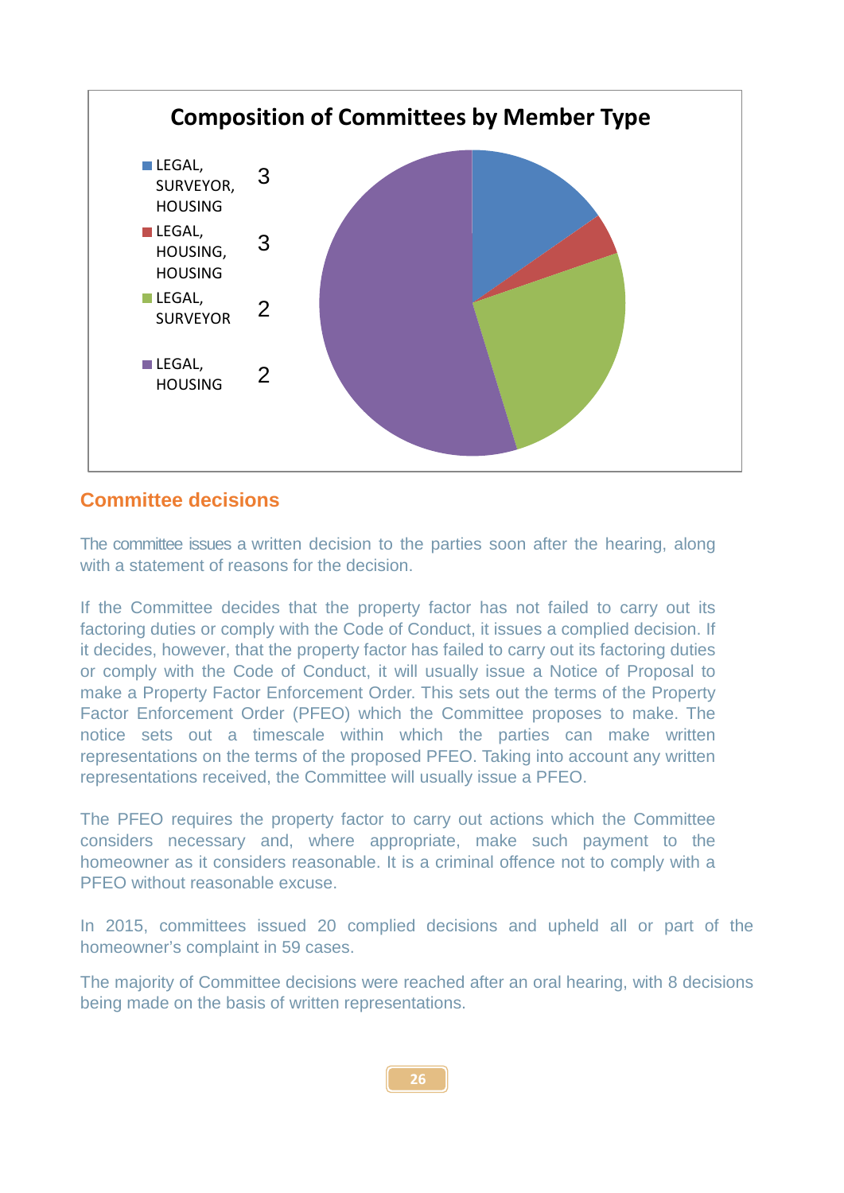**Composition of Committees by Member Type**

| Member Type | Number |
|---|---|
| LEGAL, SURVEYOR, HOUSING | 3 |
| LEGAL, HOUSING, HOUSING | 3 |
| LEGAL, SURVEYOR | 2 |
| LEGAL, HOUSING | 2 |

## Committee decisions

The committee issues a written decision to the parties soon after the hearing, along with a statement of reasons for the decision.

If the Committee decides that the property factor has not failed to carry out its factoring duties or comply with the Code of Conduct, it issues a complied decision. If it decides, however, that the property factor has failed to carry out its factoring duties or comply with the Code of Conduct, it will usually issue a Notice of Proposal to make a Property Factor Enforcement Order. This sets out the terms of the Property Factor Enforcement Order (PFEO) which the Committee proposes to make. The notice sets out a timescale within which the parties can make written representations on the terms of the proposed PFEO. Taking into account any written representations received, the Committee will usually issue a PFEO.

The PFEO requires the property factor to carry out actions which the Committee considers necessary and, where appropriate, make such payment to the homeowner as it considers reasonable. It is a criminal offence not to comply with a PFEO without reasonable excuse.

In 2015, committees issued 20 complied decisions and upheld all or part of the homeowner's complaint in 59 cases.

The majority of Committee decisions were reached after an oral hearing, with 8 decisions being made on the basis of written representations.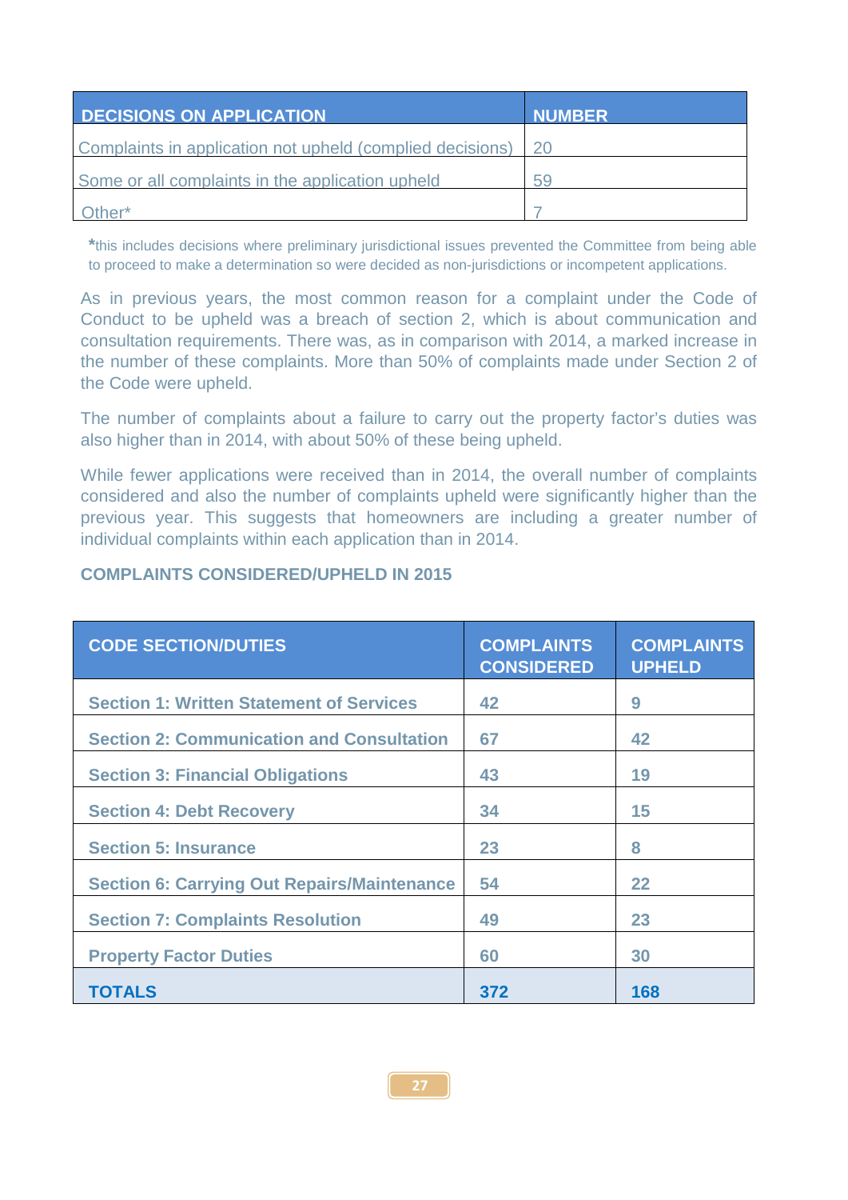| DECISIONS ON APPLICATION | NUMBER |
|---|---|
| Complaints in application not upheld (complied decisions) | 20 |
| Some or all complaints in the application upheld | 59 |
| Other* | 7 |

*this includes decisions where preliminary jurisdictional issues prevented the Committee from being able to proceed to make a determination so were decided as non-jurisdictions or incompetent applications.

As in previous years, the most common reason for a complaint under the Code of Conduct to be upheld was a breach of section 2, which is about communication and consultation requirements. There was, as in comparison with 2014, a marked increase in the number of these complaints. More than 50% of complaints made under Section 2 of the Code were upheld.

The number of complaints about a failure to carry out the property factor's duties was also higher than in 2014, with about 50% of these being upheld.

While fewer applications were received than in 2014, the overall number of complaints considered and also the number of complaints upheld were significantly higher than the previous year. This suggests that homeowners are including a greater number of individual complaints within each application than in 2014.

**COMPLAINTS CONSIDERED/UPHELD IN 2015**

| CODE SECTION/DUTIES | COMPLAINTS CONSIDERED | COMPLAINTS UPHELD |
|---|---|---|
| **Section 1: Written Statement of Services** | **42** | **9** |
| **Section 2: Communication and Consultation** | **67** | **42** |
| **Section 3: Financial Obligations** | **43** | **19** |
| **Section 4: Debt Recovery** | **34** | **15** |
| **Section 5: Insurance** | **23** | **8** |
| **Section 6: Carrying Out Repairs/Maintenance** | **54** | **22** |
| **Section 7: Complaints Resolution** | **49** | **23** |
| **Property Factor Duties** | **60** | **30** |
| **TOTALS** | **372** | **168** |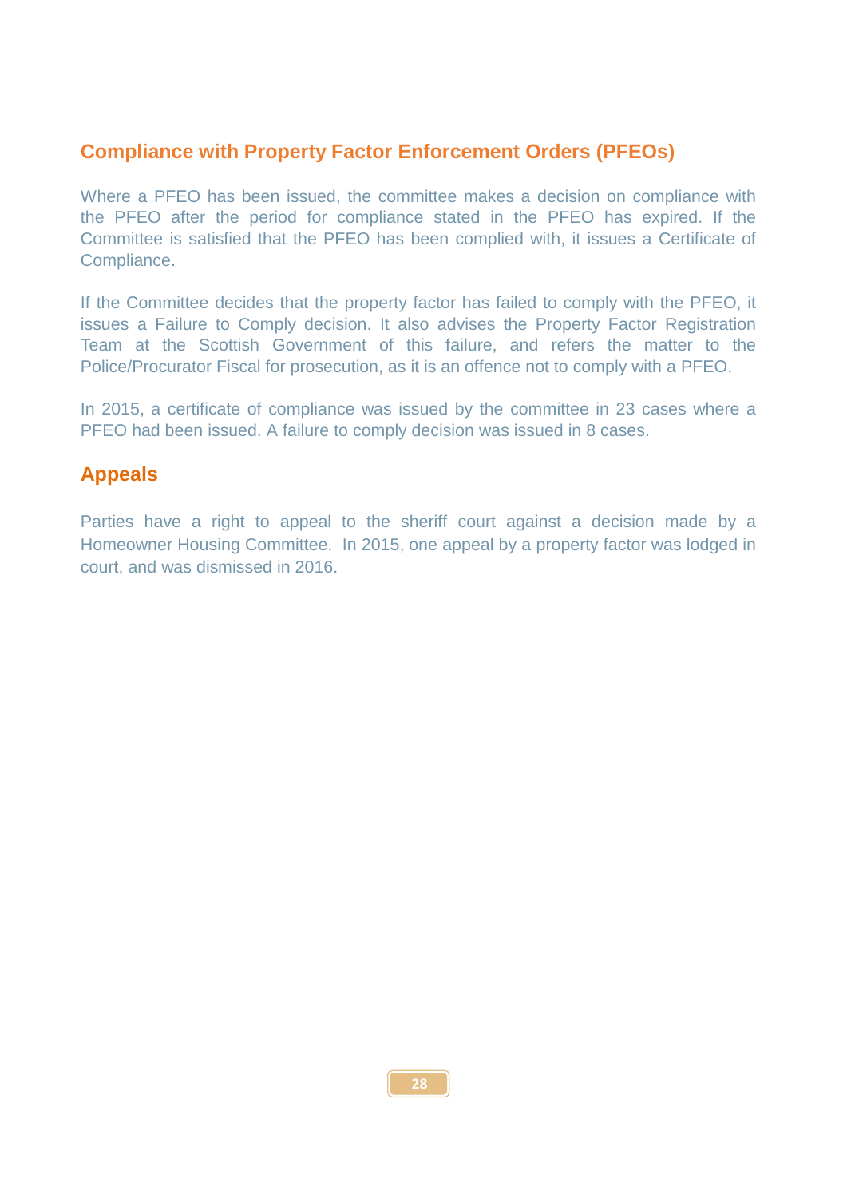## Compliance with Property Factor Enforcement Orders (PFEOs)

Where a PFEO has been issued, the committee makes a decision on compliance with the PFEO after the period for compliance stated in the PFEO has expired. If the Committee is satisfied that the PFEO has been complied with, it issues a Certificate of Compliance.

If the Committee decides that the property factor has failed to comply with the PFEO, it issues a Failure to Comply decision. It also advises the Property Factor Registration Team at the Scottish Government of this failure, and refers the matter to the Police/Procurator Fiscal for prosecution, as it is an offence not to comply with a PFEO.

In 2015, a certificate of compliance was issued by the committee in 23 cases where a PFEO had been issued. A failure to comply decision was issued in 8 cases.

## Appeals

Parties have a right to appeal to the sheriff court against a decision made by a Homeowner Housing Committee. In 2015, one appeal by a property factor was lodged in court, and was dismissed in 2016.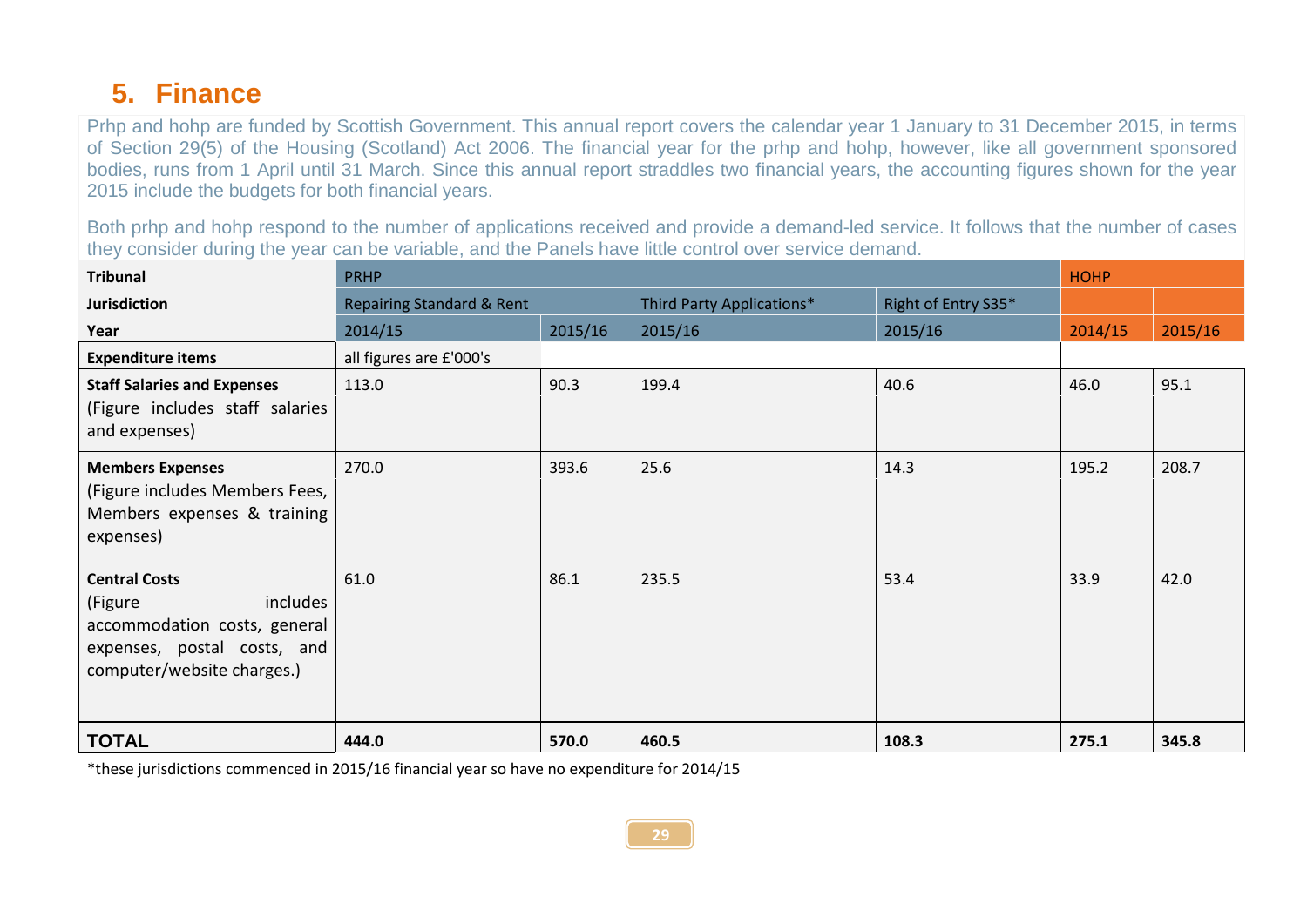## 5. Finance

Prhp and hohp are funded by Scottish Government. This annual report covers the calendar year 1 January to 31 December 2015, in terms of Section 29(5) of the Housing (Scotland) Act 2006. The financial year for the prhp and hohp, however, like all government sponsored bodies, runs from 1 April until 31 March. Since this annual report straddles two financial years, the accounting figures shown for the year 2015 include the budgets for both financial years.

Both prhp and hohp respond to the number of applications received and provide a demand-led service. It follows that the number of cases they consider during the year can be variable, and the Panels have little control over service demand.

| **Tribunal** | PRHP | | | | HOHP | |
|---|---|---|---|---|---|---|
| **Jurisdiction** | Repairing Standard & Rent | | Third Party Applications* | Right of Entry S35* | | |
| **Year** | 2014/15 | 2015/16 | 2015/16 | 2015/16 | 2014/15 | 2015/16 |
| **Expenditure items** | all figures are £'000's | | | | | |
| **Staff Salaries and Expenses** (Figure includes staff salaries and expenses) | 113.0 | 90.3 | 199.4 | 40.6 | 46.0 | 95.1 |
| **Members Expenses** (Figure includes Members Fees, Members expenses & training expenses) | 270.0 | 393.6 | 25.6 | 14.3 | 195.2 | 208.7 |
| **Central Costs** (Figure includes accommodation costs, general expenses, postal costs, and computer/website charges.) | 61.0 | 86.1 | 235.5 | 53.4 | 33.9 | 42.0 |
| **TOTAL** | **444.0** | **570.0** | **460.5** | **108.3** | **275.1** | **345.8** |

*these jurisdictions commenced in 2015/16 financial year so have no expenditure for 2014/15